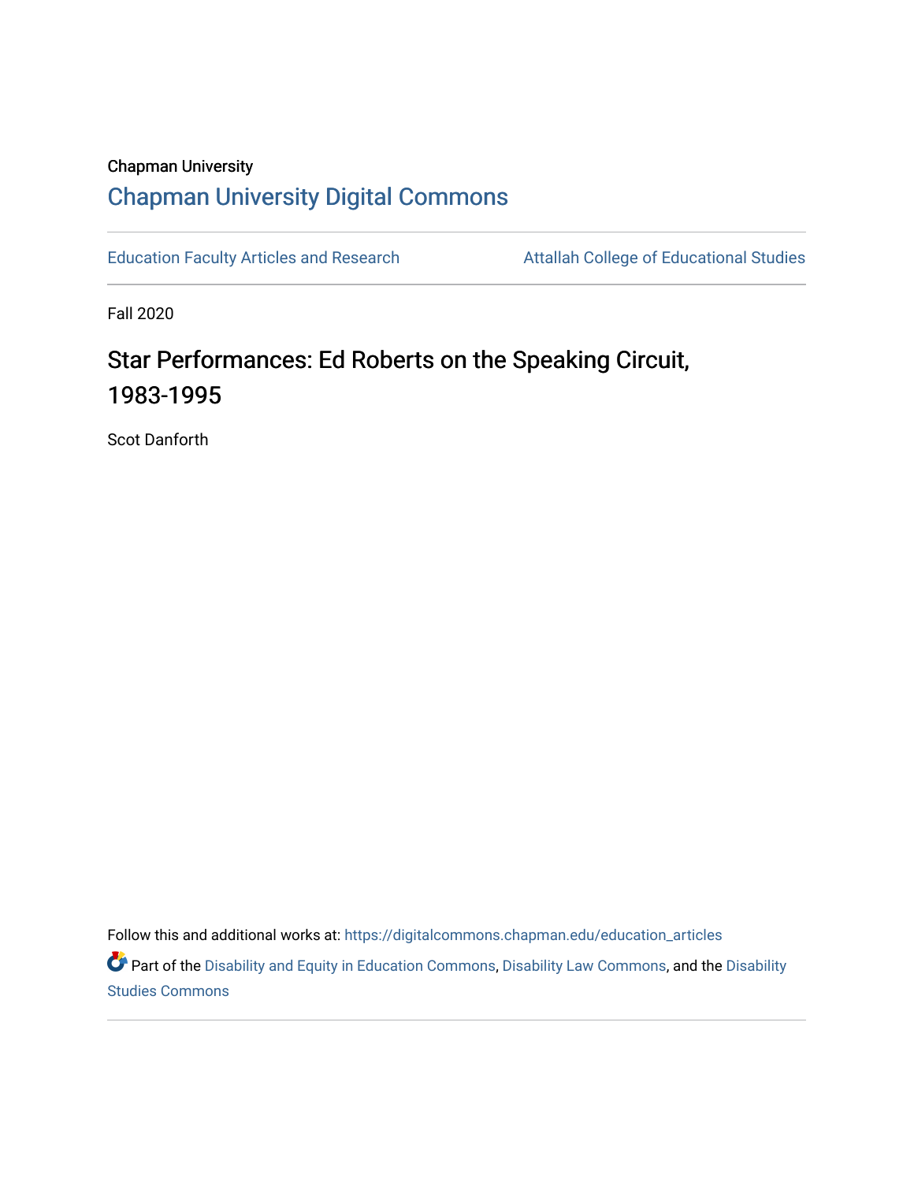Chapman University

## Chapman University Digital Commons

Education Faculty Articles and Research

Attallah College of Educational Studies

Fall 2020

# Star Performances: Ed Roberts on the Speaking Circuit, 1983-1995

Scot Danforth

Follow this and additional works at: https://digitalcommons.chapman.edu/education_articles

Part of the Disability and Equity in Education Commons, Disability Law Commons, and the Disability Studies Commons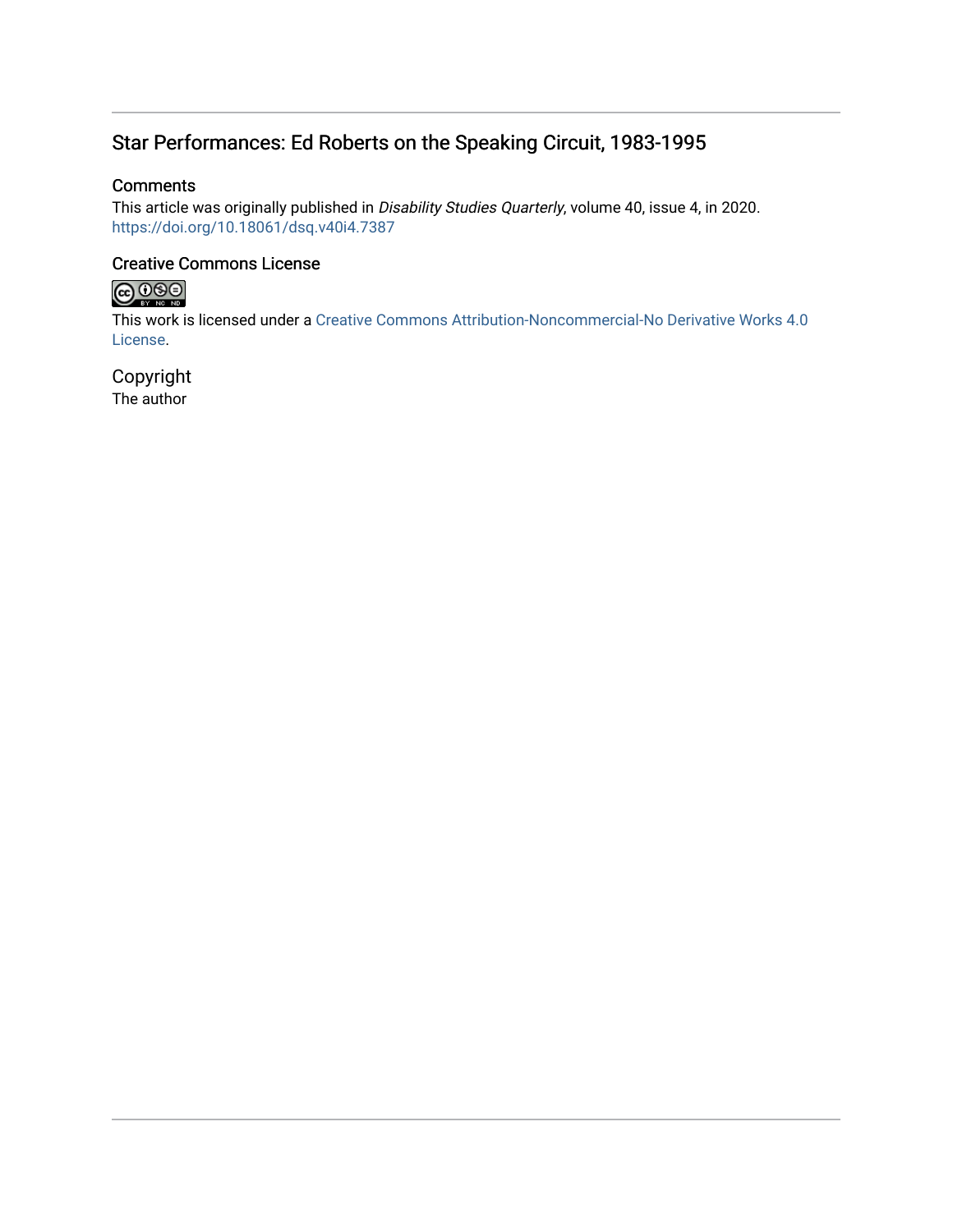## Star Performances: Ed Roberts on the Speaking Circuit, 1983-1995

### Comments

This article was originally published in *Disability Studies Quarterly*, volume 40, issue 4, in 2020. https://doi.org/10.18061/dsq.v40i4.7387

### Creative Commons License

This work is licensed under a Creative Commons Attribution-Noncommercial-No Derivative Works 4.0 License.

### Copyright

The author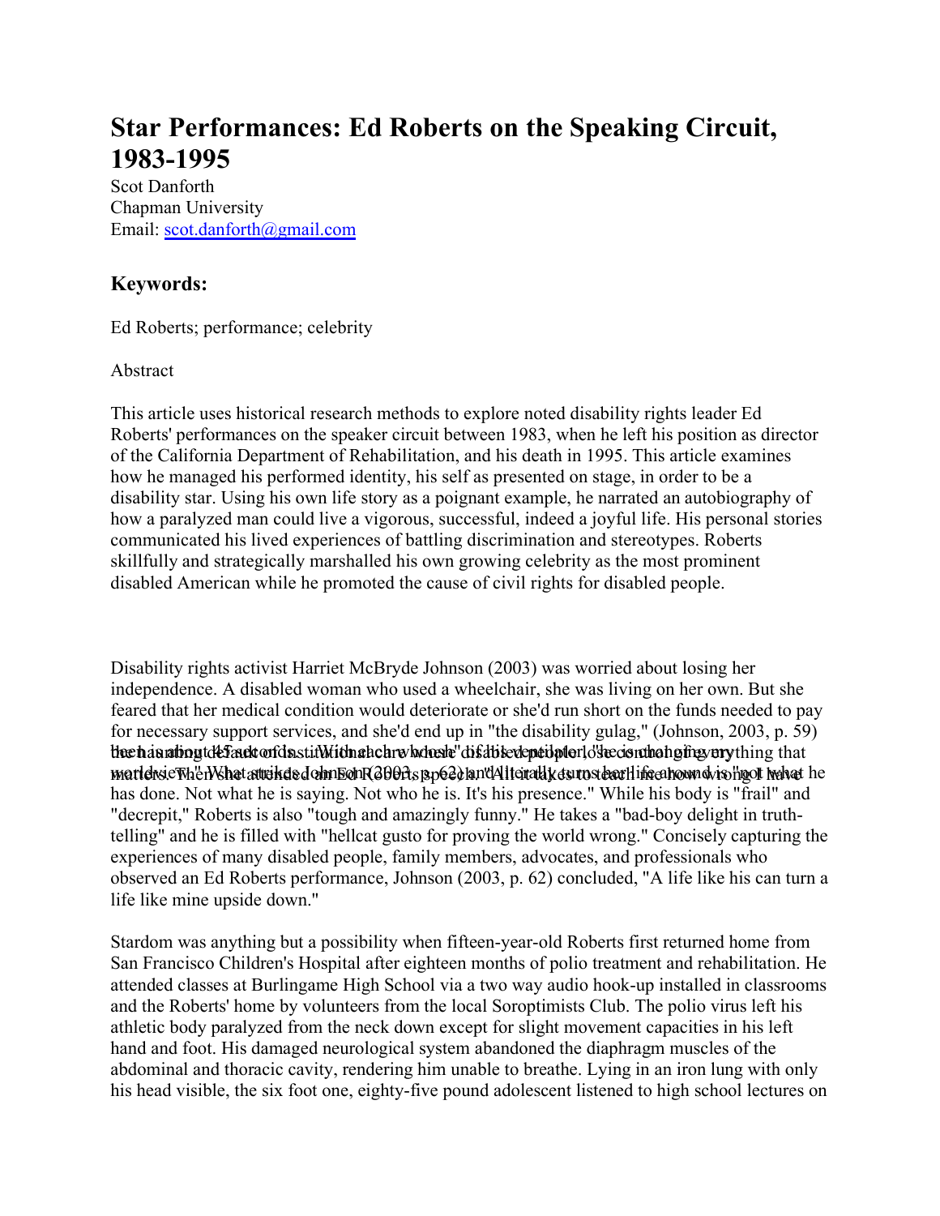# Star Performances: Ed Roberts on the Speaking Circuit, 1983-1995

Scot Danforth
Chapman University
Email: scot.danforth@gmail.com

## Keywords:

Ed Roberts; performance; celebrity

Abstract

This article uses historical research methods to explore noted disability rights leader Ed Roberts' performances on the speaker circuit between 1983, when he left his position as director of the California Department of Rehabilitation, and his death in 1995. This article examines how he managed his performed identity, his self as presented on stage, in order to be a disability star. Using his own life story as a poignant example, he narrated an autobiography of how a paralyzed man could live a vigorous, successful, indeed a joyful life. His personal stories communicated his lived experiences of battling discrimination and stereotypes. Roberts skillfully and strategically marshalled his own growing celebrity as the most prominent disabled American while he promoted the cause of civil rights for disabled people.

Disability rights activist Harriet McBryde Johnson (2003) was worried about losing her independence. A disabled woman who used a wheelchair, she was living on her own. But she feared that her medical condition would deteriorate or she'd run short on the funds needed to pay for necessary support services, and she'd end up in "the disability gulag," (Johnson, 2003, p. 59) the haunting default of institutional care where disabled people lose control of everything that matters. Then she attended an Ed Roberts speech. "All it takes to teach me how wrong I have been is about 45 seconds. With each whoosh of his ventilator, he is changing my worldview." What strikes Johnson (2003, p. 62) and literally turns her life around is "not what he has done. Not what he is saying. Not who he is. It's his presence." While his body is "frail" and "decrepit," Roberts is also "tough and amazingly funny." He takes a "bad-boy delight in truth-telling" and he is filled with "hellcat gusto for proving the world wrong." Concisely capturing the experiences of many disabled people, family members, advocates, and professionals who observed an Ed Roberts performance, Johnson (2003, p. 62) concluded, "A life like his can turn a life like mine upside down."

Stardom was anything but a possibility when fifteen-year-old Roberts first returned home from San Francisco Children's Hospital after eighteen months of polio treatment and rehabilitation. He attended classes at Burlingame High School via a two way audio hook-up installed in classrooms and the Roberts' home by volunteers from the local Soroptimists Club. The polio virus left his athletic body paralyzed from the neck down except for slight movement capacities in his left hand and foot. His damaged neurological system abandoned the diaphragm muscles of the abdominal and thoracic cavity, rendering him unable to breathe. Lying in an iron lung with only his head visible, the six foot one, eighty-five pound adolescent listened to high school lectures on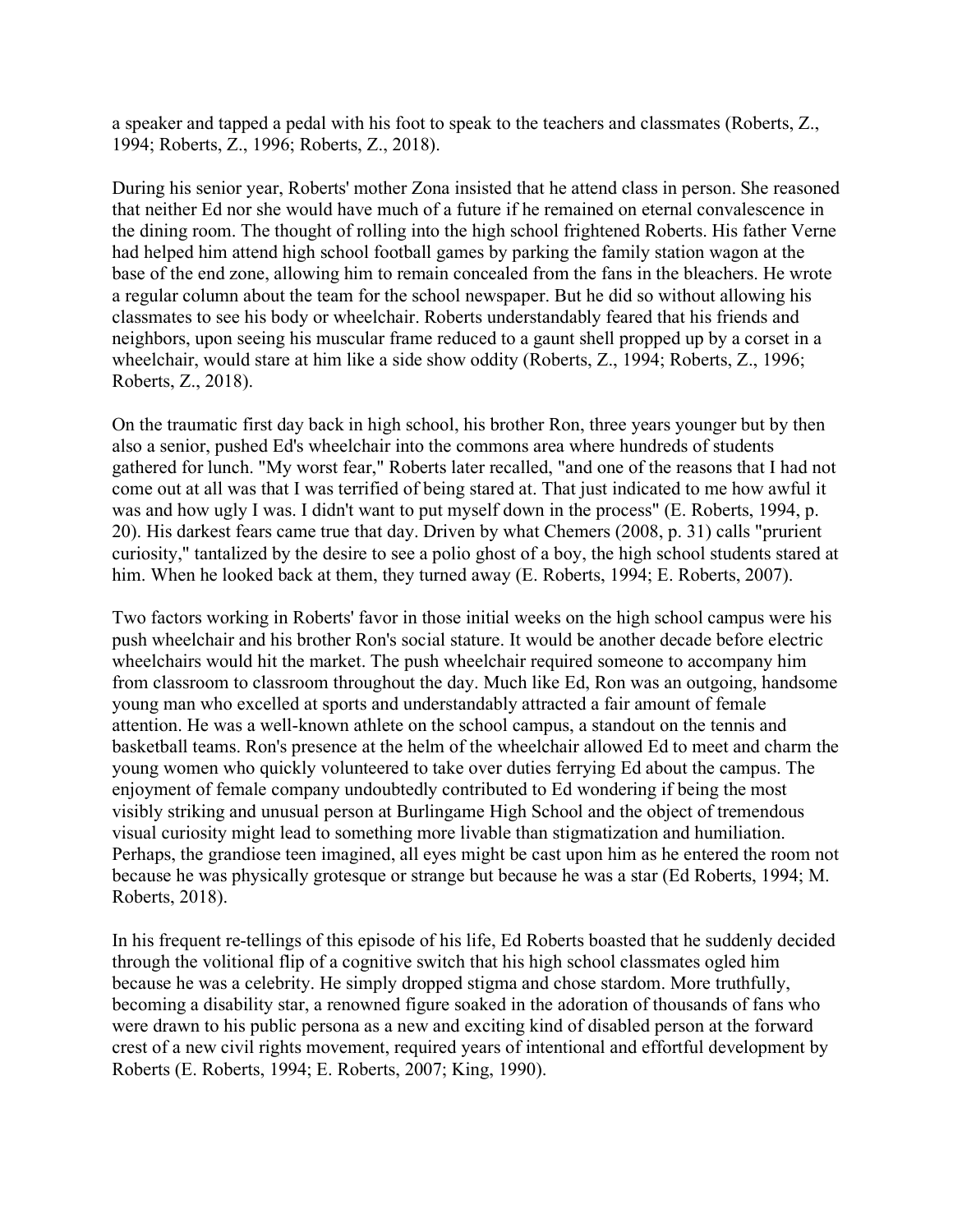a speaker and tapped a pedal with his foot to speak to the teachers and classmates (Roberts, Z., 1994; Roberts, Z., 1996; Roberts, Z., 2018).

During his senior year, Roberts' mother Zona insisted that he attend class in person. She reasoned that neither Ed nor she would have much of a future if he remained on eternal convalescence in the dining room. The thought of rolling into the high school frightened Roberts. His father Verne had helped him attend high school football games by parking the family station wagon at the base of the end zone, allowing him to remain concealed from the fans in the bleachers. He wrote a regular column about the team for the school newspaper. But he did so without allowing his classmates to see his body or wheelchair. Roberts understandably feared that his friends and neighbors, upon seeing his muscular frame reduced to a gaunt shell propped up by a corset in a wheelchair, would stare at him like a side show oddity (Roberts, Z., 1994; Roberts, Z., 1996; Roberts, Z., 2018).

On the traumatic first day back in high school, his brother Ron, three years younger but by then also a senior, pushed Ed's wheelchair into the commons area where hundreds of students gathered for lunch. "My worst fear," Roberts later recalled, "and one of the reasons that I had not come out at all was that I was terrified of being stared at. That just indicated to me how awful it was and how ugly I was. I didn't want to put myself down in the process" (E. Roberts, 1994, p. 20). His darkest fears came true that day. Driven by what Chemers (2008, p. 31) calls "prurient curiosity," tantalized by the desire to see a polio ghost of a boy, the high school students stared at him. When he looked back at them, they turned away (E. Roberts, 1994; E. Roberts, 2007).

Two factors working in Roberts' favor in those initial weeks on the high school campus were his push wheelchair and his brother Ron's social stature. It would be another decade before electric wheelchairs would hit the market. The push wheelchair required someone to accompany him from classroom to classroom throughout the day. Much like Ed, Ron was an outgoing, handsome young man who excelled at sports and understandably attracted a fair amount of female attention. He was a well-known athlete on the school campus, a standout on the tennis and basketball teams. Ron's presence at the helm of the wheelchair allowed Ed to meet and charm the young women who quickly volunteered to take over duties ferrying Ed about the campus. The enjoyment of female company undoubtedly contributed to Ed wondering if being the most visibly striking and unusual person at Burlingame High School and the object of tremendous visual curiosity might lead to something more livable than stigmatization and humiliation. Perhaps, the grandiose teen imagined, all eyes might be cast upon him as he entered the room not because he was physically grotesque or strange but because he was a star (Ed Roberts, 1994; M. Roberts, 2018).

In his frequent re-tellings of this episode of his life, Ed Roberts boasted that he suddenly decided through the volitional flip of a cognitive switch that his high school classmates ogled him because he was a celebrity. He simply dropped stigma and chose stardom. More truthfully, becoming a disability star, a renowned figure soaked in the adoration of thousands of fans who were drawn to his public persona as a new and exciting kind of disabled person at the forward crest of a new civil rights movement, required years of intentional and effortful development by Roberts (E. Roberts, 1994; E. Roberts, 2007; King, 1990).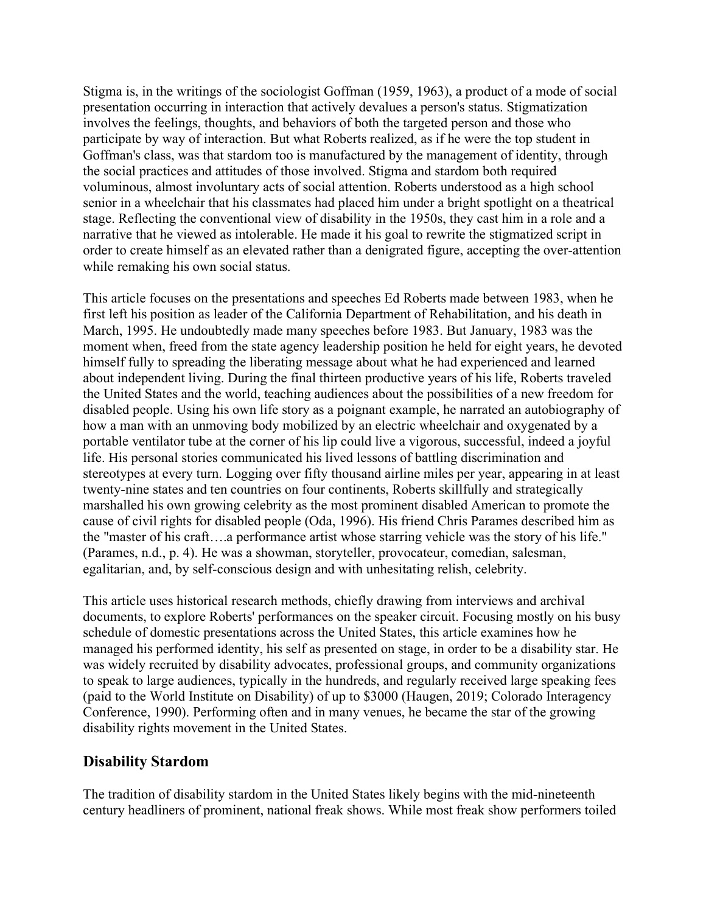Stigma is, in the writings of the sociologist Goffman (1959, 1963), a product of a mode of social presentation occurring in interaction that actively devalues a person's status. Stigmatization involves the feelings, thoughts, and behaviors of both the targeted person and those who participate by way of interaction. But what Roberts realized, as if he were the top student in Goffman's class, was that stardom too is manufactured by the management of identity, through the social practices and attitudes of those involved. Stigma and stardom both required voluminous, almost involuntary acts of social attention. Roberts understood as a high school senior in a wheelchair that his classmates had placed him under a bright spotlight on a theatrical stage. Reflecting the conventional view of disability in the 1950s, they cast him in a role and a narrative that he viewed as intolerable. He made it his goal to rewrite the stigmatized script in order to create himself as an elevated rather than a denigrated figure, accepting the over-attention while remaking his own social status.

This article focuses on the presentations and speeches Ed Roberts made between 1983, when he first left his position as leader of the California Department of Rehabilitation, and his death in March, 1995. He undoubtedly made many speeches before 1983. But January, 1983 was the moment when, freed from the state agency leadership position he held for eight years, he devoted himself fully to spreading the liberating message about what he had experienced and learned about independent living. During the final thirteen productive years of his life, Roberts traveled the United States and the world, teaching audiences about the possibilities of a new freedom for disabled people. Using his own life story as a poignant example, he narrated an autobiography of how a man with an unmoving body mobilized by an electric wheelchair and oxygenated by a portable ventilator tube at the corner of his lip could live a vigorous, successful, indeed a joyful life. His personal stories communicated his lived lessons of battling discrimination and stereotypes at every turn. Logging over fifty thousand airline miles per year, appearing in at least twenty-nine states and ten countries on four continents, Roberts skillfully and strategically marshalled his own growing celebrity as the most prominent disabled American to promote the cause of civil rights for disabled people (Oda, 1996). His friend Chris Parames described him as the "master of his craft….a performance artist whose starring vehicle was the story of his life." (Parames, n.d., p. 4). He was a showman, storyteller, provocateur, comedian, salesman, egalitarian, and, by self-conscious design and with unhesitating relish, celebrity.

This article uses historical research methods, chiefly drawing from interviews and archival documents, to explore Roberts' performances on the speaker circuit. Focusing mostly on his busy schedule of domestic presentations across the United States, this article examines how he managed his performed identity, his self as presented on stage, in order to be a disability star. He was widely recruited by disability advocates, professional groups, and community organizations to speak to large audiences, typically in the hundreds, and regularly received large speaking fees (paid to the World Institute on Disability) of up to $3000 (Haugen, 2019; Colorado Interagency Conference, 1990). Performing often and in many venues, he became the star of the growing disability rights movement in the United States.

## Disability Stardom

The tradition of disability stardom in the United States likely begins with the mid-nineteenth century headliners of prominent, national freak shows. While most freak show performers toiled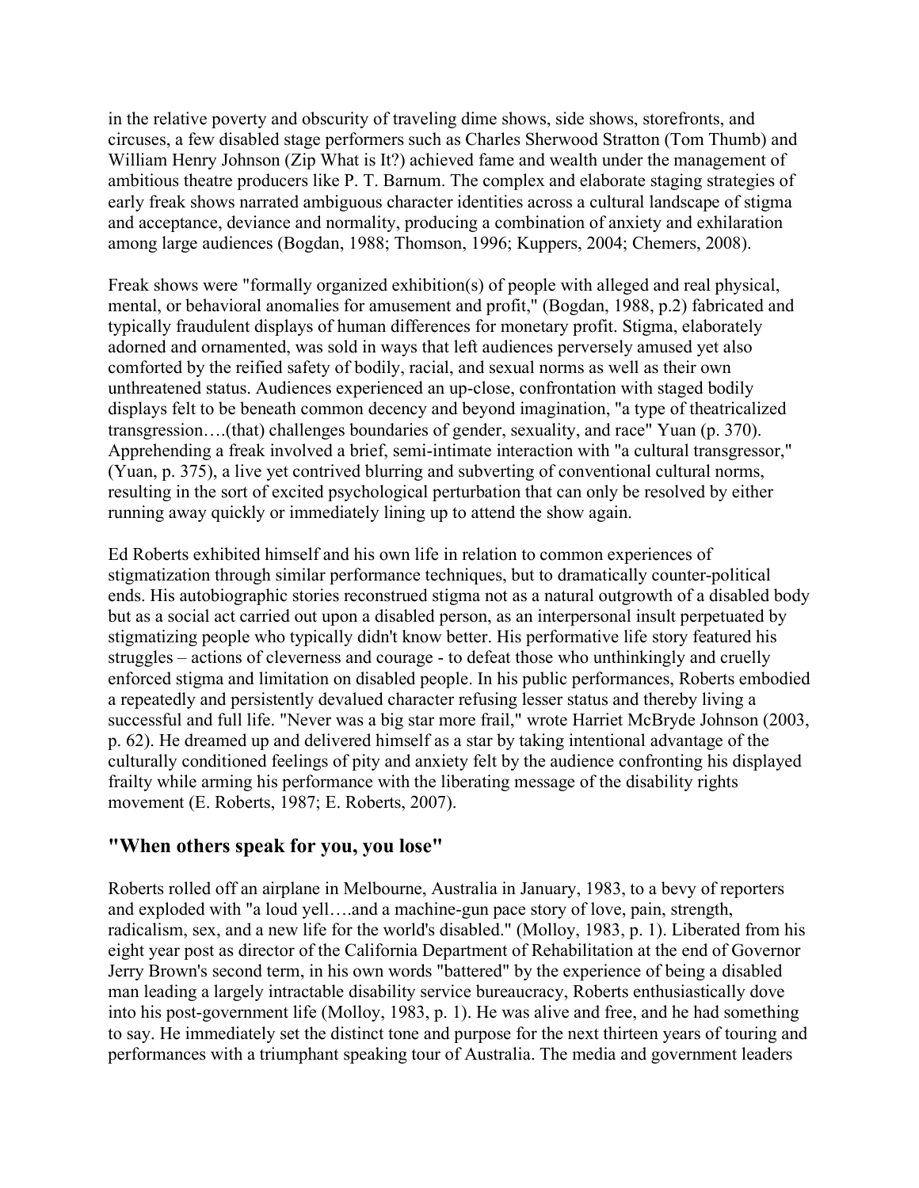in the relative poverty and obscurity of traveling dime shows, side shows, storefronts, and circuses, a few disabled stage performers such as Charles Sherwood Stratton (Tom Thumb) and William Henry Johnson (Zip What is It?) achieved fame and wealth under the management of ambitious theatre producers like P. T. Barnum. The complex and elaborate staging strategies of early freak shows narrated ambiguous character identities across a cultural landscape of stigma and acceptance, deviance and normality, producing a combination of anxiety and exhilaration among large audiences (Bogdan, 1988; Thomson, 1996; Kuppers, 2004; Chemers, 2008).

Freak shows were "formally organized exhibition(s) of people with alleged and real physical, mental, or behavioral anomalies for amusement and profit," (Bogdan, 1988, p.2) fabricated and typically fraudulent displays of human differences for monetary profit. Stigma, elaborately adorned and ornamented, was sold in ways that left audiences perversely amused yet also comforted by the reified safety of bodily, racial, and sexual norms as well as their own unthreatened status. Audiences experienced an up-close, confrontation with staged bodily displays felt to be beneath common decency and beyond imagination, "a type of theatricalized transgression….(that) challenges boundaries of gender, sexuality, and race" Yuan (p. 370). Apprehending a freak involved a brief, semi-intimate interaction with "a cultural transgressor," (Yuan, p. 375), a live yet contrived blurring and subverting of conventional cultural norms, resulting in the sort of excited psychological perturbation that can only be resolved by either running away quickly or immediately lining up to attend the show again.

Ed Roberts exhibited himself and his own life in relation to common experiences of stigmatization through similar performance techniques, but to dramatically counter-political ends. His autobiographic stories reconstrued stigma not as a natural outgrowth of a disabled body but as a social act carried out upon a disabled person, as an interpersonal insult perpetuated by stigmatizing people who typically didn't know better. His performative life story featured his struggles – actions of cleverness and courage - to defeat those who unthinkingly and cruelly enforced stigma and limitation on disabled people. In his public performances, Roberts embodied a repeatedly and persistently devalued character refusing lesser status and thereby living a successful and full life. "Never was a big star more frail," wrote Harriet McBryde Johnson (2003, p. 62). He dreamed up and delivered himself as a star by taking intentional advantage of the culturally conditioned feelings of pity and anxiety felt by the audience confronting his displayed frailty while arming his performance with the liberating message of the disability rights movement (E. Roberts, 1987; E. Roberts, 2007).

## "When others speak for you, you lose"

Roberts rolled off an airplane in Melbourne, Australia in January, 1983, to a bevy of reporters and exploded with "a loud yell….and a machine-gun pace story of love, pain, strength, radicalism, sex, and a new life for the world's disabled." (Molloy, 1983, p. 1). Liberated from his eight year post as director of the California Department of Rehabilitation at the end of Governor Jerry Brown's second term, in his own words "battered" by the experience of being a disabled man leading a largely intractable disability service bureaucracy, Roberts enthusiastically dove into his post-government life (Molloy, 1983, p. 1). He was alive and free, and he had something to say. He immediately set the distinct tone and purpose for the next thirteen years of touring and performances with a triumphant speaking tour of Australia. The media and government leaders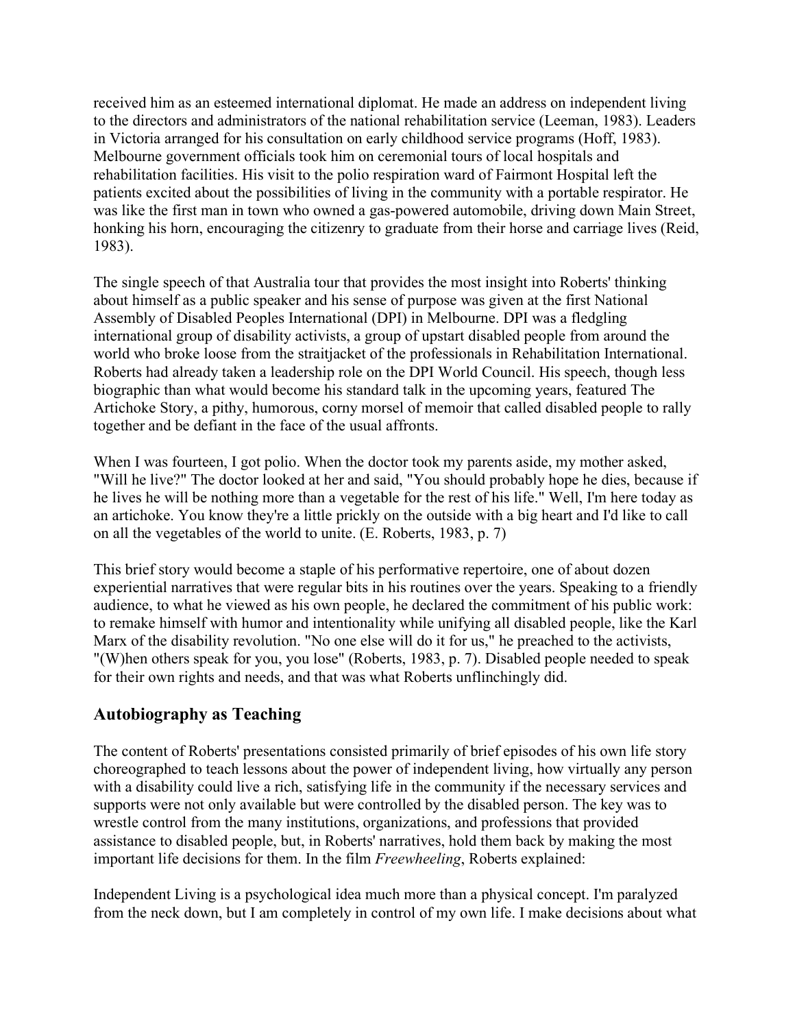received him as an esteemed international diplomat. He made an address on independent living to the directors and administrators of the national rehabilitation service (Leeman, 1983). Leaders in Victoria arranged for his consultation on early childhood service programs (Hoff, 1983). Melbourne government officials took him on ceremonial tours of local hospitals and rehabilitation facilities. His visit to the polio respiration ward of Fairmont Hospital left the patients excited about the possibilities of living in the community with a portable respirator. He was like the first man in town who owned a gas-powered automobile, driving down Main Street, honking his horn, encouraging the citizenry to graduate from their horse and carriage lives (Reid, 1983).

The single speech of that Australia tour that provides the most insight into Roberts' thinking about himself as a public speaker and his sense of purpose was given at the first National Assembly of Disabled Peoples International (DPI) in Melbourne. DPI was a fledgling international group of disability activists, a group of upstart disabled people from around the world who broke loose from the straitjacket of the professionals in Rehabilitation International. Roberts had already taken a leadership role on the DPI World Council. His speech, though less biographic than what would become his standard talk in the upcoming years, featured The Artichoke Story, a pithy, humorous, corny morsel of memoir that called disabled people to rally together and be defiant in the face of the usual affronts.

When I was fourteen, I got polio. When the doctor took my parents aside, my mother asked, "Will he live?" The doctor looked at her and said, "You should probably hope he dies, because if he lives he will be nothing more than a vegetable for the rest of his life." Well, I'm here today as an artichoke. You know they're a little prickly on the outside with a big heart and I'd like to call on all the vegetables of the world to unite. (E. Roberts, 1983, p. 7)

This brief story would become a staple of his performative repertoire, one of about dozen experiential narratives that were regular bits in his routines over the years. Speaking to a friendly audience, to what he viewed as his own people, he declared the commitment of his public work: to remake himself with humor and intentionality while unifying all disabled people, like the Karl Marx of the disability revolution. "No one else will do it for us," he preached to the activists, "(W)hen others speak for you, you lose" (Roberts, 1983, p. 7). Disabled people needed to speak for their own rights and needs, and that was what Roberts unflinchingly did.

## Autobiography as Teaching

The content of Roberts' presentations consisted primarily of brief episodes of his own life story choreographed to teach lessons about the power of independent living, how virtually any person with a disability could live a rich, satisfying life in the community if the necessary services and supports were not only available but were controlled by the disabled person. The key was to wrestle control from the many institutions, organizations, and professions that provided assistance to disabled people, but, in Roberts' narratives, hold them back by making the most important life decisions for them. In the film *Freewheeling*, Roberts explained:

Independent Living is a psychological idea much more than a physical concept. I'm paralyzed from the neck down, but I am completely in control of my own life. I make decisions about what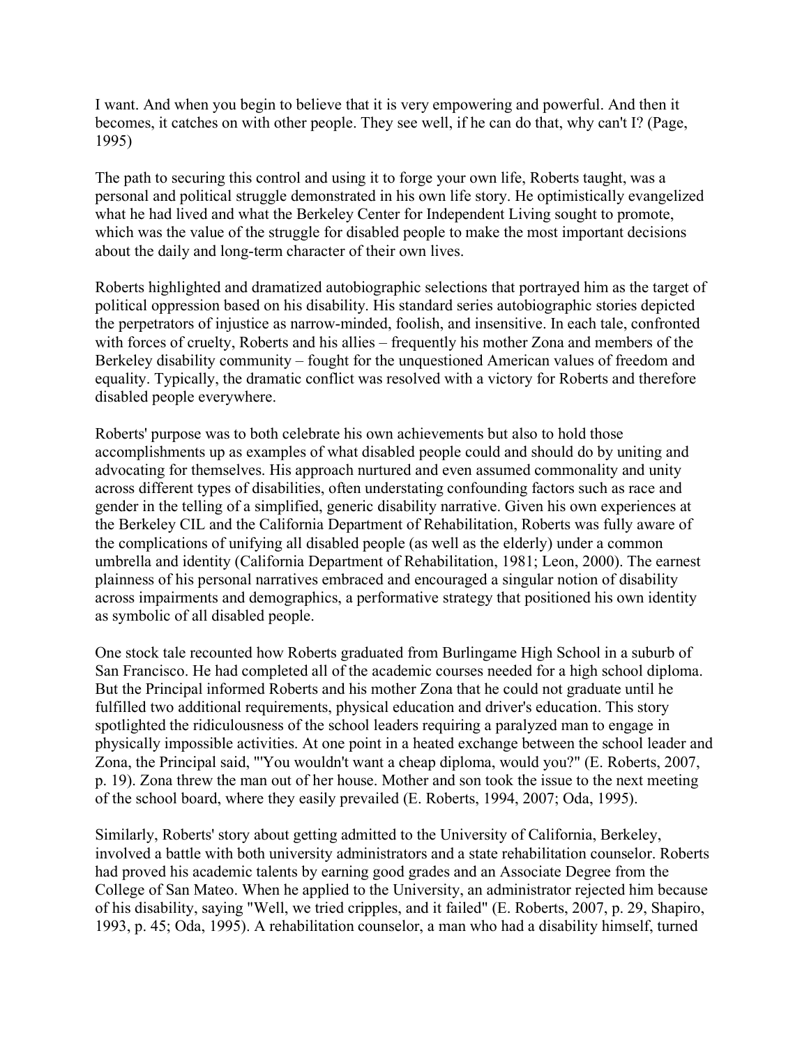I want. And when you begin to believe that it is very empowering and powerful. And then it becomes, it catches on with other people. They see well, if he can do that, why can't I? (Page, 1995)

The path to securing this control and using it to forge your own life, Roberts taught, was a personal and political struggle demonstrated in his own life story. He optimistically evangelized what he had lived and what the Berkeley Center for Independent Living sought to promote, which was the value of the struggle for disabled people to make the most important decisions about the daily and long-term character of their own lives.

Roberts highlighted and dramatized autobiographic selections that portrayed him as the target of political oppression based on his disability. His standard series autobiographic stories depicted the perpetrators of injustice as narrow-minded, foolish, and insensitive. In each tale, confronted with forces of cruelty, Roberts and his allies – frequently his mother Zona and members of the Berkeley disability community – fought for the unquestioned American values of freedom and equality. Typically, the dramatic conflict was resolved with a victory for Roberts and therefore disabled people everywhere.

Roberts' purpose was to both celebrate his own achievements but also to hold those accomplishments up as examples of what disabled people could and should do by uniting and advocating for themselves. His approach nurtured and even assumed commonality and unity across different types of disabilities, often understating confounding factors such as race and gender in the telling of a simplified, generic disability narrative. Given his own experiences at the Berkeley CIL and the California Department of Rehabilitation, Roberts was fully aware of the complications of unifying all disabled people (as well as the elderly) under a common umbrella and identity (California Department of Rehabilitation, 1981; Leon, 2000). The earnest plainness of his personal narratives embraced and encouraged a singular notion of disability across impairments and demographics, a performative strategy that positioned his own identity as symbolic of all disabled people.

One stock tale recounted how Roberts graduated from Burlingame High School in a suburb of San Francisco. He had completed all of the academic courses needed for a high school diploma. But the Principal informed Roberts and his mother Zona that he could not graduate until he fulfilled two additional requirements, physical education and driver's education. This story spotlighted the ridiculousness of the school leaders requiring a paralyzed man to engage in physically impossible activities. At one point in a heated exchange between the school leader and Zona, the Principal said, "'You wouldn't want a cheap diploma, would you?" (E. Roberts, 2007, p. 19). Zona threw the man out of her house. Mother and son took the issue to the next meeting of the school board, where they easily prevailed (E. Roberts, 1994, 2007; Oda, 1995).

Similarly, Roberts' story about getting admitted to the University of California, Berkeley, involved a battle with both university administrators and a state rehabilitation counselor. Roberts had proved his academic talents by earning good grades and an Associate Degree from the College of San Mateo. When he applied to the University, an administrator rejected him because of his disability, saying "Well, we tried cripples, and it failed" (E. Roberts, 2007, p. 29, Shapiro, 1993, p. 45; Oda, 1995). A rehabilitation counselor, a man who had a disability himself, turned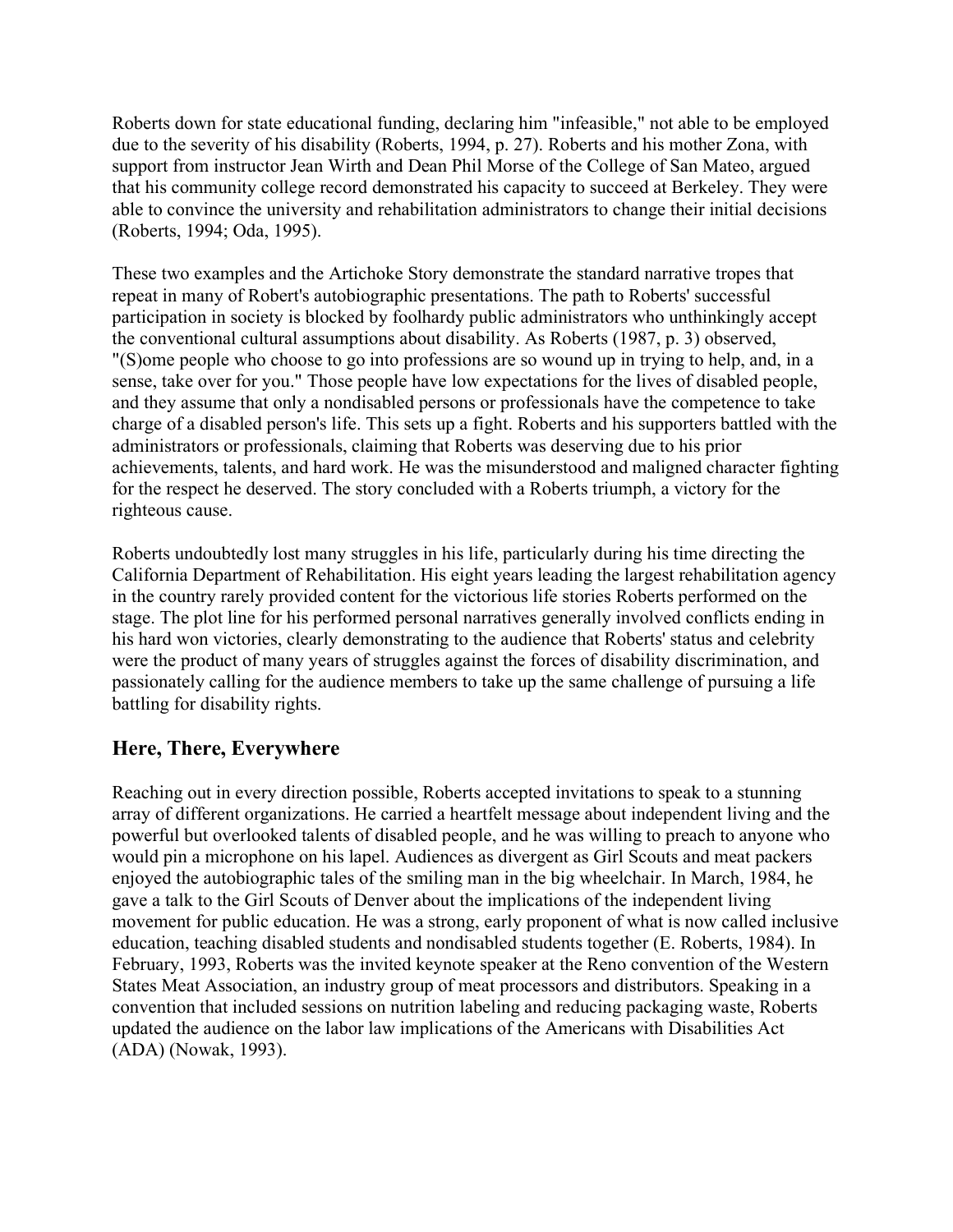Roberts down for state educational funding, declaring him "infeasible," not able to be employed due to the severity of his disability (Roberts, 1994, p. 27). Roberts and his mother Zona, with support from instructor Jean Wirth and Dean Phil Morse of the College of San Mateo, argued that his community college record demonstrated his capacity to succeed at Berkeley. They were able to convince the university and rehabilitation administrators to change their initial decisions (Roberts, 1994; Oda, 1995).

These two examples and the Artichoke Story demonstrate the standard narrative tropes that repeat in many of Robert's autobiographic presentations. The path to Roberts' successful participation in society is blocked by foolhardy public administrators who unthinkingly accept the conventional cultural assumptions about disability. As Roberts (1987, p. 3) observed, "(S)ome people who choose to go into professions are so wound up in trying to help, and, in a sense, take over for you." Those people have low expectations for the lives of disabled people, and they assume that only a nondisabled persons or professionals have the competence to take charge of a disabled person's life. This sets up a fight. Roberts and his supporters battled with the administrators or professionals, claiming that Roberts was deserving due to his prior achievements, talents, and hard work. He was the misunderstood and maligned character fighting for the respect he deserved. The story concluded with a Roberts triumph, a victory for the righteous cause.

Roberts undoubtedly lost many struggles in his life, particularly during his time directing the California Department of Rehabilitation. His eight years leading the largest rehabilitation agency in the country rarely provided content for the victorious life stories Roberts performed on the stage. The plot line for his performed personal narratives generally involved conflicts ending in his hard won victories, clearly demonstrating to the audience that Roberts' status and celebrity were the product of many years of struggles against the forces of disability discrimination, and passionately calling for the audience members to take up the same challenge of pursuing a life battling for disability rights.

## Here, There, Everywhere

Reaching out in every direction possible, Roberts accepted invitations to speak to a stunning array of different organizations. He carried a heartfelt message about independent living and the powerful but overlooked talents of disabled people, and he was willing to preach to anyone who would pin a microphone on his lapel. Audiences as divergent as Girl Scouts and meat packers enjoyed the autobiographic tales of the smiling man in the big wheelchair. In March, 1984, he gave a talk to the Girl Scouts of Denver about the implications of the independent living movement for public education. He was a strong, early proponent of what is now called inclusive education, teaching disabled students and nondisabled students together (E. Roberts, 1984). In February, 1993, Roberts was the invited keynote speaker at the Reno convention of the Western States Meat Association, an industry group of meat processors and distributors. Speaking in a convention that included sessions on nutrition labeling and reducing packaging waste, Roberts updated the audience on the labor law implications of the Americans with Disabilities Act (ADA) (Nowak, 1993).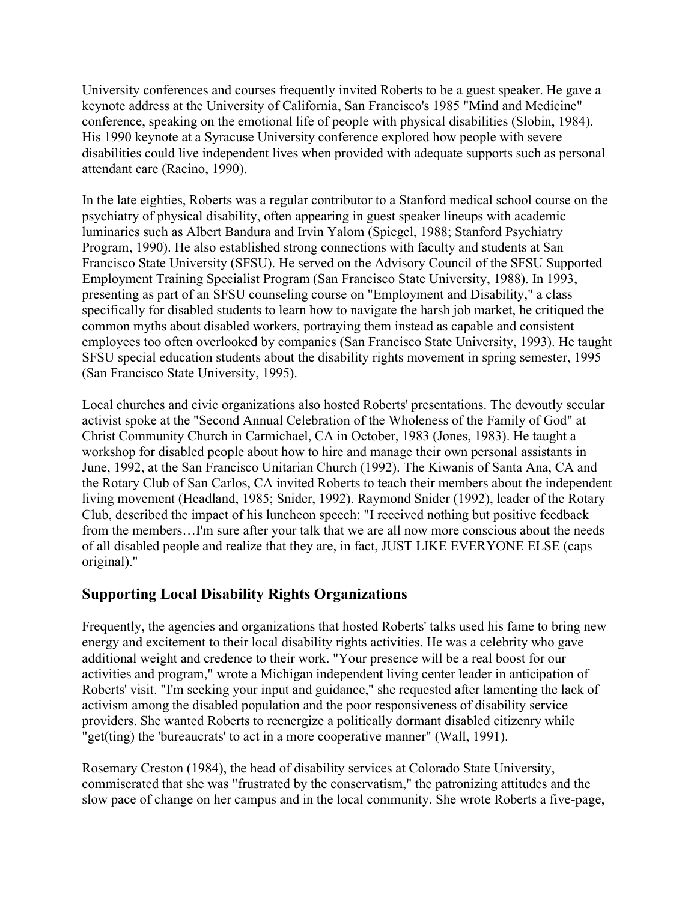University conferences and courses frequently invited Roberts to be a guest speaker. He gave a keynote address at the University of California, San Francisco's 1985 "Mind and Medicine" conference, speaking on the emotional life of people with physical disabilities (Slobin, 1984). His 1990 keynote at a Syracuse University conference explored how people with severe disabilities could live independent lives when provided with adequate supports such as personal attendant care (Racino, 1990).

In the late eighties, Roberts was a regular contributor to a Stanford medical school course on the psychiatry of physical disability, often appearing in guest speaker lineups with academic luminaries such as Albert Bandura and Irvin Yalom (Spiegel, 1988; Stanford Psychiatry Program, 1990). He also established strong connections with faculty and students at San Francisco State University (SFSU). He served on the Advisory Council of the SFSU Supported Employment Training Specialist Program (San Francisco State University, 1988). In 1993, presenting as part of an SFSU counseling course on "Employment and Disability," a class specifically for disabled students to learn how to navigate the harsh job market, he critiqued the common myths about disabled workers, portraying them instead as capable and consistent employees too often overlooked by companies (San Francisco State University, 1993). He taught SFSU special education students about the disability rights movement in spring semester, 1995 (San Francisco State University, 1995).

Local churches and civic organizations also hosted Roberts' presentations. The devoutly secular activist spoke at the "Second Annual Celebration of the Wholeness of the Family of God" at Christ Community Church in Carmichael, CA in October, 1983 (Jones, 1983). He taught a workshop for disabled people about how to hire and manage their own personal assistants in June, 1992, at the San Francisco Unitarian Church (1992). The Kiwanis of Santa Ana, CA and the Rotary Club of San Carlos, CA invited Roberts to teach their members about the independent living movement (Headland, 1985; Snider, 1992). Raymond Snider (1992), leader of the Rotary Club, described the impact of his luncheon speech: "I received nothing but positive feedback from the members…I'm sure after your talk that we are all now more conscious about the needs of all disabled people and realize that they are, in fact, JUST LIKE EVERYONE ELSE (caps original)."

## Supporting Local Disability Rights Organizations

Frequently, the agencies and organizations that hosted Roberts' talks used his fame to bring new energy and excitement to their local disability rights activities. He was a celebrity who gave additional weight and credence to their work. "Your presence will be a real boost for our activities and program," wrote a Michigan independent living center leader in anticipation of Roberts' visit. "I'm seeking your input and guidance," she requested after lamenting the lack of activism among the disabled population and the poor responsiveness of disability service providers. She wanted Roberts to reenergize a politically dormant disabled citizenry while "get(ting) the 'bureaucrats' to act in a more cooperative manner" (Wall, 1991).

Rosemary Creston (1984), the head of disability services at Colorado State University, commiserated that she was "frustrated by the conservatism," the patronizing attitudes and the slow pace of change on her campus and in the local community. She wrote Roberts a five-page,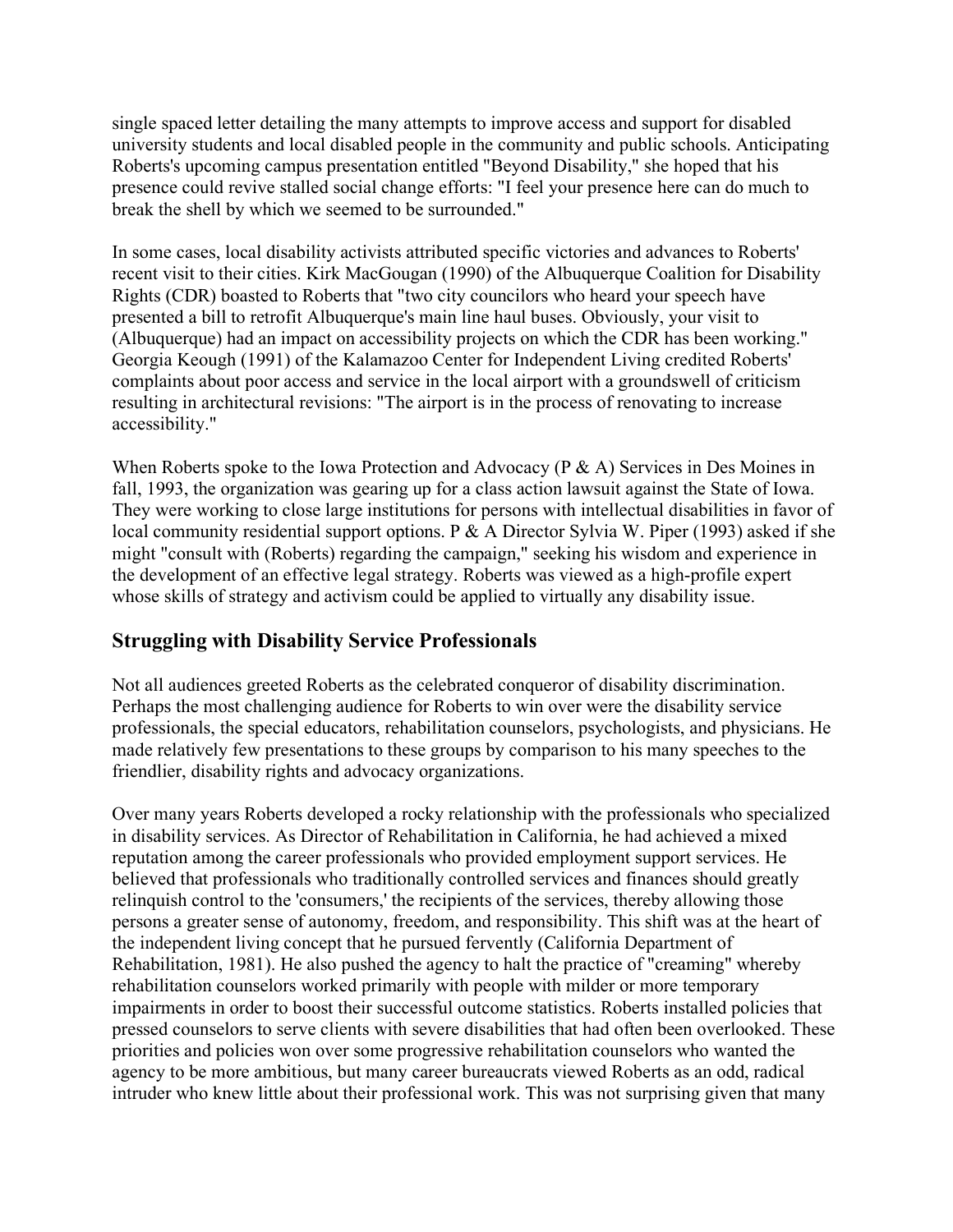single spaced letter detailing the many attempts to improve access and support for disabled university students and local disabled people in the community and public schools. Anticipating Roberts's upcoming campus presentation entitled "Beyond Disability," she hoped that his presence could revive stalled social change efforts: "I feel your presence here can do much to break the shell by which we seemed to be surrounded."

In some cases, local disability activists attributed specific victories and advances to Roberts' recent visit to their cities. Kirk MacGougan (1990) of the Albuquerque Coalition for Disability Rights (CDR) boasted to Roberts that "two city councilors who heard your speech have presented a bill to retrofit Albuquerque's main line haul buses. Obviously, your visit to (Albuquerque) had an impact on accessibility projects on which the CDR has been working." Georgia Keough (1991) of the Kalamazoo Center for Independent Living credited Roberts' complaints about poor access and service in the local airport with a groundswell of criticism resulting in architectural revisions: "The airport is in the process of renovating to increase accessibility."

When Roberts spoke to the Iowa Protection and Advocacy (P & A) Services in Des Moines in fall, 1993, the organization was gearing up for a class action lawsuit against the State of Iowa. They were working to close large institutions for persons with intellectual disabilities in favor of local community residential support options. P & A Director Sylvia W. Piper (1993) asked if she might "consult with (Roberts) regarding the campaign," seeking his wisdom and experience in the development of an effective legal strategy. Roberts was viewed as a high-profile expert whose skills of strategy and activism could be applied to virtually any disability issue.

## Struggling with Disability Service Professionals

Not all audiences greeted Roberts as the celebrated conqueror of disability discrimination. Perhaps the most challenging audience for Roberts to win over were the disability service professionals, the special educators, rehabilitation counselors, psychologists, and physicians. He made relatively few presentations to these groups by comparison to his many speeches to the friendlier, disability rights and advocacy organizations.

Over many years Roberts developed a rocky relationship with the professionals who specialized in disability services. As Director of Rehabilitation in California, he had achieved a mixed reputation among the career professionals who provided employment support services. He believed that professionals who traditionally controlled services and finances should greatly relinquish control to the 'consumers,' the recipients of the services, thereby allowing those persons a greater sense of autonomy, freedom, and responsibility. This shift was at the heart of the independent living concept that he pursued fervently (California Department of Rehabilitation, 1981). He also pushed the agency to halt the practice of "creaming" whereby rehabilitation counselors worked primarily with people with milder or more temporary impairments in order to boost their successful outcome statistics. Roberts installed policies that pressed counselors to serve clients with severe disabilities that had often been overlooked. These priorities and policies won over some progressive rehabilitation counselors who wanted the agency to be more ambitious, but many career bureaucrats viewed Roberts as an odd, radical intruder who knew little about their professional work. This was not surprising given that many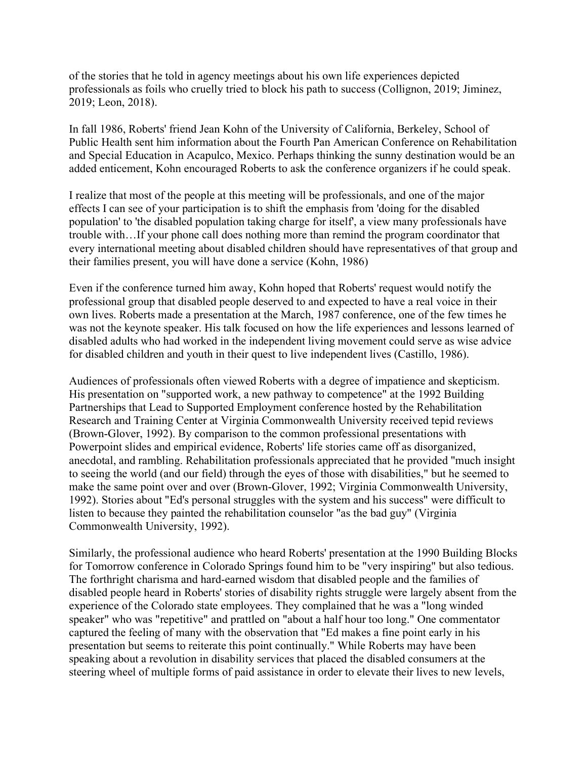of the stories that he told in agency meetings about his own life experiences depicted professionals as foils who cruelly tried to block his path to success (Collignon, 2019; Jiminez, 2019; Leon, 2018).

In fall 1986, Roberts' friend Jean Kohn of the University of California, Berkeley, School of Public Health sent him information about the Fourth Pan American Conference on Rehabilitation and Special Education in Acapulco, Mexico. Perhaps thinking the sunny destination would be an added enticement, Kohn encouraged Roberts to ask the conference organizers if he could speak.

I realize that most of the people at this meeting will be professionals, and one of the major effects I can see of your participation is to shift the emphasis from 'doing for the disabled population' to 'the disabled population taking charge for itself', a view many professionals have trouble with…If your phone call does nothing more than remind the program coordinator that every international meeting about disabled children should have representatives of that group and their families present, you will have done a service (Kohn, 1986)

Even if the conference turned him away, Kohn hoped that Roberts' request would notify the professional group that disabled people deserved to and expected to have a real voice in their own lives. Roberts made a presentation at the March, 1987 conference, one of the few times he was not the keynote speaker. His talk focused on how the life experiences and lessons learned of disabled adults who had worked in the independent living movement could serve as wise advice for disabled children and youth in their quest to live independent lives (Castillo, 1986).

Audiences of professionals often viewed Roberts with a degree of impatience and skepticism. His presentation on "supported work, a new pathway to competence" at the 1992 Building Partnerships that Lead to Supported Employment conference hosted by the Rehabilitation Research and Training Center at Virginia Commonwealth University received tepid reviews (Brown-Glover, 1992). By comparison to the common professional presentations with Powerpoint slides and empirical evidence, Roberts' life stories came off as disorganized, anecdotal, and rambling. Rehabilitation professionals appreciated that he provided "much insight to seeing the world (and our field) through the eyes of those with disabilities," but he seemed to make the same point over and over (Brown-Glover, 1992; Virginia Commonwealth University, 1992). Stories about "Ed's personal struggles with the system and his success" were difficult to listen to because they painted the rehabilitation counselor "as the bad guy" (Virginia Commonwealth University, 1992).

Similarly, the professional audience who heard Roberts' presentation at the 1990 Building Blocks for Tomorrow conference in Colorado Springs found him to be "very inspiring" but also tedious. The forthright charisma and hard-earned wisdom that disabled people and the families of disabled people heard in Roberts' stories of disability rights struggle were largely absent from the experience of the Colorado state employees. They complained that he was a "long winded speaker" who was "repetitive" and prattled on "about a half hour too long." One commentator captured the feeling of many with the observation that "Ed makes a fine point early in his presentation but seems to reiterate this point continually." While Roberts may have been speaking about a revolution in disability services that placed the disabled consumers at the steering wheel of multiple forms of paid assistance in order to elevate their lives to new levels,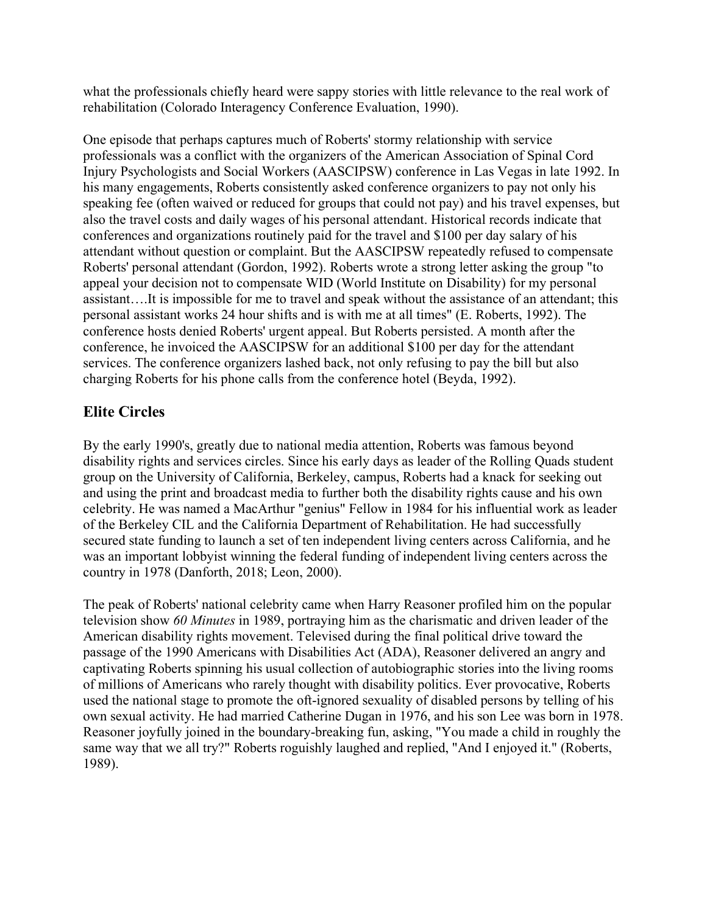what the professionals chiefly heard were sappy stories with little relevance to the real work of rehabilitation (Colorado Interagency Conference Evaluation, 1990).

One episode that perhaps captures much of Roberts' stormy relationship with service professionals was a conflict with the organizers of the American Association of Spinal Cord Injury Psychologists and Social Workers (AASCIPSW) conference in Las Vegas in late 1992. In his many engagements, Roberts consistently asked conference organizers to pay not only his speaking fee (often waived or reduced for groups that could not pay) and his travel expenses, but also the travel costs and daily wages of his personal attendant. Historical records indicate that conferences and organizations routinely paid for the travel and $100 per day salary of his attendant without question or complaint. But the AASCIPSW repeatedly refused to compensate Roberts' personal attendant (Gordon, 1992). Roberts wrote a strong letter asking the group "to appeal your decision not to compensate WID (World Institute on Disability) for my personal assistant….It is impossible for me to travel and speak without the assistance of an attendant; this personal assistant works 24 hour shifts and is with me at all times" (E. Roberts, 1992). The conference hosts denied Roberts' urgent appeal. But Roberts persisted. A month after the conference, he invoiced the AASCIPSW for an additional $100 per day for the attendant services. The conference organizers lashed back, not only refusing to pay the bill but also charging Roberts for his phone calls from the conference hotel (Beyda, 1992).

## Elite Circles

By the early 1990's, greatly due to national media attention, Roberts was famous beyond disability rights and services circles. Since his early days as leader of the Rolling Quads student group on the University of California, Berkeley, campus, Roberts had a knack for seeking out and using the print and broadcast media to further both the disability rights cause and his own celebrity. He was named a MacArthur "genius" Fellow in 1984 for his influential work as leader of the Berkeley CIL and the California Department of Rehabilitation. He had successfully secured state funding to launch a set of ten independent living centers across California, and he was an important lobbyist winning the federal funding of independent living centers across the country in 1978 (Danforth, 2018; Leon, 2000).

The peak of Roberts' national celebrity came when Harry Reasoner profiled him on the popular television show *60 Minutes* in 1989, portraying him as the charismatic and driven leader of the American disability rights movement. Televised during the final political drive toward the passage of the 1990 Americans with Disabilities Act (ADA), Reasoner delivered an angry and captivating Roberts spinning his usual collection of autobiographic stories into the living rooms of millions of Americans who rarely thought with disability politics. Ever provocative, Roberts used the national stage to promote the oft-ignored sexuality of disabled persons by telling of his own sexual activity. He had married Catherine Dugan in 1976, and his son Lee was born in 1978. Reasoner joyfully joined in the boundary-breaking fun, asking, "You made a child in roughly the same way that we all try?" Roberts roguishly laughed and replied, "And I enjoyed it." (Roberts, 1989).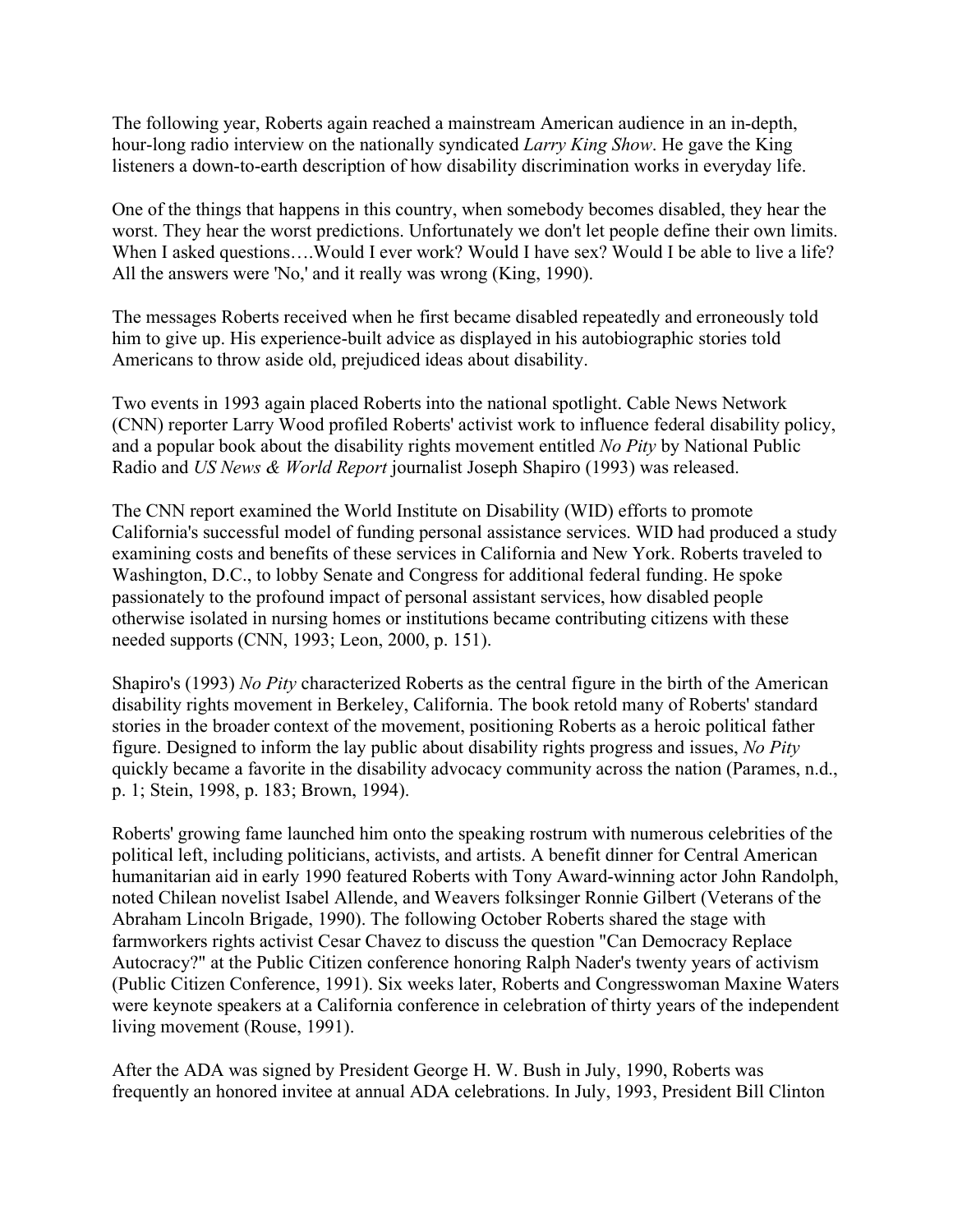The following year, Roberts again reached a mainstream American audience in an in-depth, hour-long radio interview on the nationally syndicated *Larry King Show*. He gave the King listeners a down-to-earth description of how disability discrimination works in everyday life.

One of the things that happens in this country, when somebody becomes disabled, they hear the worst. They hear the worst predictions. Unfortunately we don't let people define their own limits. When I asked questions….Would I ever work? Would I have sex? Would I be able to live a life? All the answers were 'No,' and it really was wrong (King, 1990).

The messages Roberts received when he first became disabled repeatedly and erroneously told him to give up. His experience-built advice as displayed in his autobiographic stories told Americans to throw aside old, prejudiced ideas about disability.

Two events in 1993 again placed Roberts into the national spotlight. Cable News Network (CNN) reporter Larry Wood profiled Roberts' activist work to influence federal disability policy, and a popular book about the disability rights movement entitled *No Pity* by National Public Radio and *US News & World Report* journalist Joseph Shapiro (1993) was released.

The CNN report examined the World Institute on Disability (WID) efforts to promote California's successful model of funding personal assistance services. WID had produced a study examining costs and benefits of these services in California and New York. Roberts traveled to Washington, D.C., to lobby Senate and Congress for additional federal funding. He spoke passionately to the profound impact of personal assistant services, how disabled people otherwise isolated in nursing homes or institutions became contributing citizens with these needed supports (CNN, 1993; Leon, 2000, p. 151).

Shapiro's (1993) *No Pity* characterized Roberts as the central figure in the birth of the American disability rights movement in Berkeley, California. The book retold many of Roberts' standard stories in the broader context of the movement, positioning Roberts as a heroic political father figure. Designed to inform the lay public about disability rights progress and issues, *No Pity* quickly became a favorite in the disability advocacy community across the nation (Parames, n.d., p. 1; Stein, 1998, p. 183; Brown, 1994).

Roberts' growing fame launched him onto the speaking rostrum with numerous celebrities of the political left, including politicians, activists, and artists. A benefit dinner for Central American humanitarian aid in early 1990 featured Roberts with Tony Award-winning actor John Randolph, noted Chilean novelist Isabel Allende, and Weavers folksinger Ronnie Gilbert (Veterans of the Abraham Lincoln Brigade, 1990). The following October Roberts shared the stage with farmworkers rights activist Cesar Chavez to discuss the question "Can Democracy Replace Autocracy?" at the Public Citizen conference honoring Ralph Nader's twenty years of activism (Public Citizen Conference, 1991). Six weeks later, Roberts and Congresswoman Maxine Waters were keynote speakers at a California conference in celebration of thirty years of the independent living movement (Rouse, 1991).

After the ADA was signed by President George H. W. Bush in July, 1990, Roberts was frequently an honored invitee at annual ADA celebrations. In July, 1993, President Bill Clinton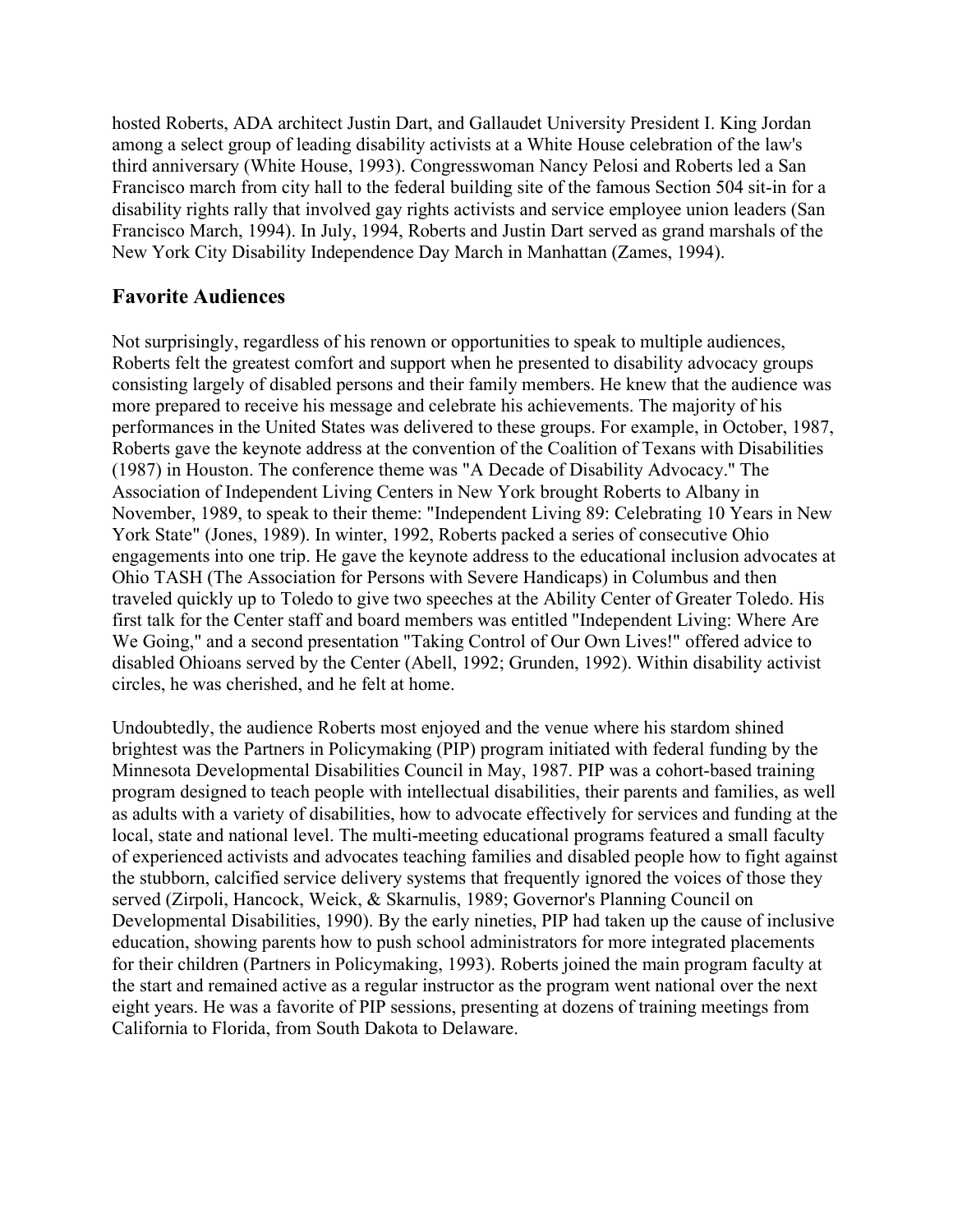hosted Roberts, ADA architect Justin Dart, and Gallaudet University President I. King Jordan among a select group of leading disability activists at a White House celebration of the law's third anniversary (White House, 1993). Congresswoman Nancy Pelosi and Roberts led a San Francisco march from city hall to the federal building site of the famous Section 504 sit-in for a disability rights rally that involved gay rights activists and service employee union leaders (San Francisco March, 1994). In July, 1994, Roberts and Justin Dart served as grand marshals of the New York City Disability Independence Day March in Manhattan (Zames, 1994).

## Favorite Audiences

Not surprisingly, regardless of his renown or opportunities to speak to multiple audiences, Roberts felt the greatest comfort and support when he presented to disability advocacy groups consisting largely of disabled persons and their family members. He knew that the audience was more prepared to receive his message and celebrate his achievements. The majority of his performances in the United States was delivered to these groups. For example, in October, 1987, Roberts gave the keynote address at the convention of the Coalition of Texans with Disabilities (1987) in Houston. The conference theme was "A Decade of Disability Advocacy." The Association of Independent Living Centers in New York brought Roberts to Albany in November, 1989, to speak to their theme: "Independent Living 89: Celebrating 10 Years in New York State" (Jones, 1989). In winter, 1992, Roberts packed a series of consecutive Ohio engagements into one trip. He gave the keynote address to the educational inclusion advocates at Ohio TASH (The Association for Persons with Severe Handicaps) in Columbus and then traveled quickly up to Toledo to give two speeches at the Ability Center of Greater Toledo. His first talk for the Center staff and board members was entitled "Independent Living: Where Are We Going," and a second presentation "Taking Control of Our Own Lives!" offered advice to disabled Ohioans served by the Center (Abell, 1992; Grunden, 1992). Within disability activist circles, he was cherished, and he felt at home.

Undoubtedly, the audience Roberts most enjoyed and the venue where his stardom shined brightest was the Partners in Policymaking (PIP) program initiated with federal funding by the Minnesota Developmental Disabilities Council in May, 1987. PIP was a cohort-based training program designed to teach people with intellectual disabilities, their parents and families, as well as adults with a variety of disabilities, how to advocate effectively for services and funding at the local, state and national level. The multi-meeting educational programs featured a small faculty of experienced activists and advocates teaching families and disabled people how to fight against the stubborn, calcified service delivery systems that frequently ignored the voices of those they served (Zirpoli, Hancock, Weick, & Skarnulis, 1989; Governor's Planning Council on Developmental Disabilities, 1990). By the early nineties, PIP had taken up the cause of inclusive education, showing parents how to push school administrators for more integrated placements for their children (Partners in Policymaking, 1993). Roberts joined the main program faculty at the start and remained active as a regular instructor as the program went national over the next eight years. He was a favorite of PIP sessions, presenting at dozens of training meetings from California to Florida, from South Dakota to Delaware.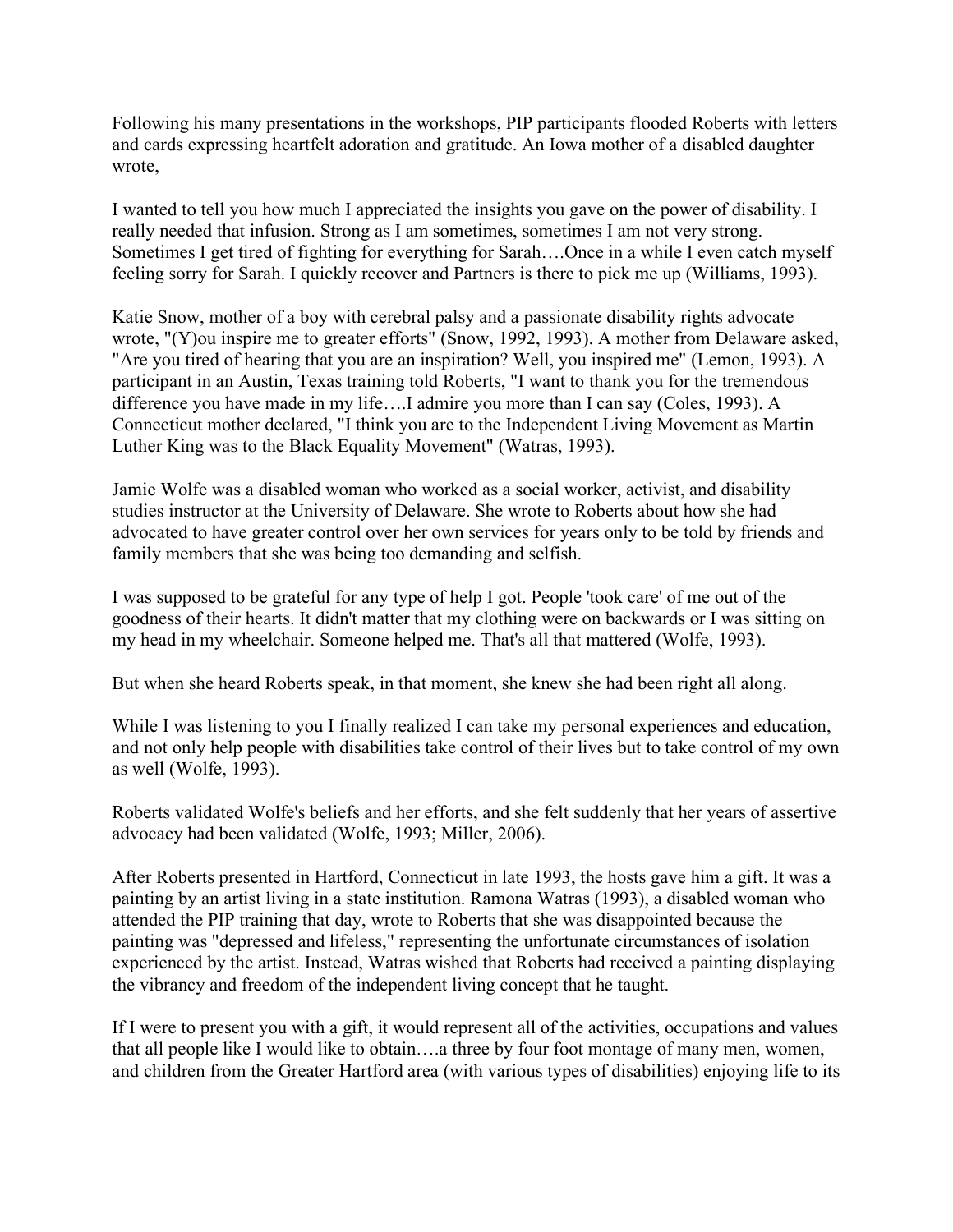Following his many presentations in the workshops, PIP participants flooded Roberts with letters and cards expressing heartfelt adoration and gratitude. An Iowa mother of a disabled daughter wrote,

I wanted to tell you how much I appreciated the insights you gave on the power of disability. I really needed that infusion. Strong as I am sometimes, sometimes I am not very strong. Sometimes I get tired of fighting for everything for Sarah….Once in a while I even catch myself feeling sorry for Sarah. I quickly recover and Partners is there to pick me up (Williams, 1993).

Katie Snow, mother of a boy with cerebral palsy and a passionate disability rights advocate wrote, "(Y)ou inspire me to greater efforts" (Snow, 1992, 1993). A mother from Delaware asked, "Are you tired of hearing that you are an inspiration? Well, you inspired me" (Lemon, 1993). A participant in an Austin, Texas training told Roberts, "I want to thank you for the tremendous difference you have made in my life….I admire you more than I can say (Coles, 1993). A Connecticut mother declared, "I think you are to the Independent Living Movement as Martin Luther King was to the Black Equality Movement" (Watras, 1993).

Jamie Wolfe was a disabled woman who worked as a social worker, activist, and disability studies instructor at the University of Delaware. She wrote to Roberts about how she had advocated to have greater control over her own services for years only to be told by friends and family members that she was being too demanding and selfish.

I was supposed to be grateful for any type of help I got. People 'took care' of me out of the goodness of their hearts. It didn't matter that my clothing were on backwards or I was sitting on my head in my wheelchair. Someone helped me. That's all that mattered (Wolfe, 1993).

But when she heard Roberts speak, in that moment, she knew she had been right all along.

While I was listening to you I finally realized I can take my personal experiences and education, and not only help people with disabilities take control of their lives but to take control of my own as well (Wolfe, 1993).

Roberts validated Wolfe's beliefs and her efforts, and she felt suddenly that her years of assertive advocacy had been validated (Wolfe, 1993; Miller, 2006).

After Roberts presented in Hartford, Connecticut in late 1993, the hosts gave him a gift. It was a painting by an artist living in a state institution. Ramona Watras (1993), a disabled woman who attended the PIP training that day, wrote to Roberts that she was disappointed because the painting was "depressed and lifeless," representing the unfortunate circumstances of isolation experienced by the artist. Instead, Watras wished that Roberts had received a painting displaying the vibrancy and freedom of the independent living concept that he taught.

If I were to present you with a gift, it would represent all of the activities, occupations and values that all people like I would like to obtain….a three by four foot montage of many men, women, and children from the Greater Hartford area (with various types of disabilities) enjoying life to its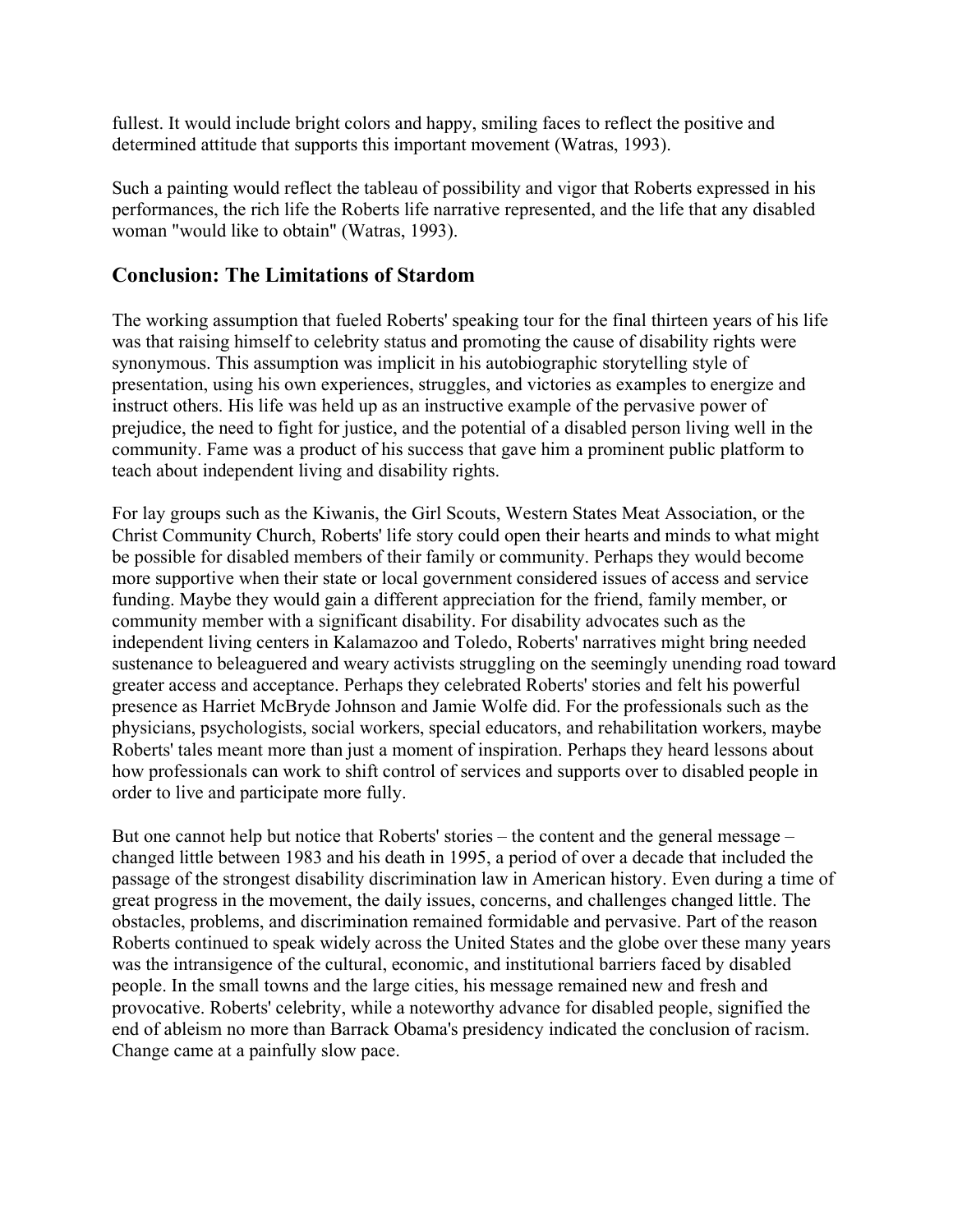fullest. It would include bright colors and happy, smiling faces to reflect the positive and determined attitude that supports this important movement (Watras, 1993).

Such a painting would reflect the tableau of possibility and vigor that Roberts expressed in his performances, the rich life the Roberts life narrative represented, and the life that any disabled woman "would like to obtain" (Watras, 1993).

## Conclusion: The Limitations of Stardom

The working assumption that fueled Roberts' speaking tour for the final thirteen years of his life was that raising himself to celebrity status and promoting the cause of disability rights were synonymous. This assumption was implicit in his autobiographic storytelling style of presentation, using his own experiences, struggles, and victories as examples to energize and instruct others. His life was held up as an instructive example of the pervasive power of prejudice, the need to fight for justice, and the potential of a disabled person living well in the community. Fame was a product of his success that gave him a prominent public platform to teach about independent living and disability rights.

For lay groups such as the Kiwanis, the Girl Scouts, Western States Meat Association, or the Christ Community Church, Roberts' life story could open their hearts and minds to what might be possible for disabled members of their family or community. Perhaps they would become more supportive when their state or local government considered issues of access and service funding. Maybe they would gain a different appreciation for the friend, family member, or community member with a significant disability. For disability advocates such as the independent living centers in Kalamazoo and Toledo, Roberts' narratives might bring needed sustenance to beleaguered and weary activists struggling on the seemingly unending road toward greater access and acceptance. Perhaps they celebrated Roberts' stories and felt his powerful presence as Harriet McBryde Johnson and Jamie Wolfe did. For the professionals such as the physicians, psychologists, social workers, special educators, and rehabilitation workers, maybe Roberts' tales meant more than just a moment of inspiration. Perhaps they heard lessons about how professionals can work to shift control of services and supports over to disabled people in order to live and participate more fully.

But one cannot help but notice that Roberts' stories – the content and the general message – changed little between 1983 and his death in 1995, a period of over a decade that included the passage of the strongest disability discrimination law in American history. Even during a time of great progress in the movement, the daily issues, concerns, and challenges changed little. The obstacles, problems, and discrimination remained formidable and pervasive. Part of the reason Roberts continued to speak widely across the United States and the globe over these many years was the intransigence of the cultural, economic, and institutional barriers faced by disabled people. In the small towns and the large cities, his message remained new and fresh and provocative. Roberts' celebrity, while a noteworthy advance for disabled people, signified the end of ableism no more than Barrack Obama's presidency indicated the conclusion of racism. Change came at a painfully slow pace.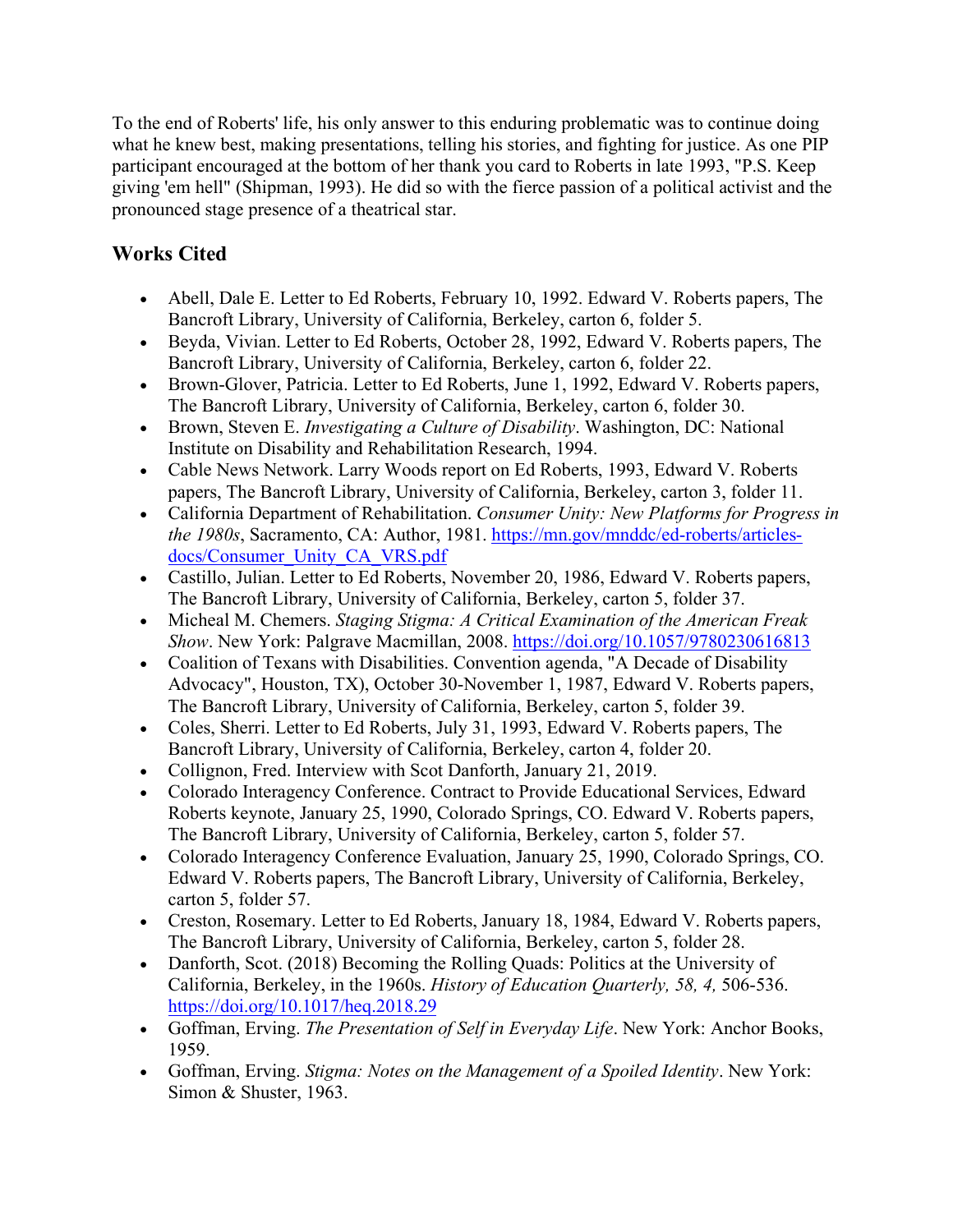To the end of Roberts' life, his only answer to this enduring problematic was to continue doing what he knew best, making presentations, telling his stories, and fighting for justice. As one PIP participant encouraged at the bottom of her thank you card to Roberts in late 1993, "P.S. Keep giving 'em hell" (Shipman, 1993). He did so with the fierce passion of a political activist and the pronounced stage presence of a theatrical star.

## Works Cited

- Abell, Dale E. Letter to Ed Roberts, February 10, 1992. Edward V. Roberts papers, The Bancroft Library, University of California, Berkeley, carton 6, folder 5.
- Beyda, Vivian. Letter to Ed Roberts, October 28, 1992, Edward V. Roberts papers, The Bancroft Library, University of California, Berkeley, carton 6, folder 22.
- Brown-Glover, Patricia. Letter to Ed Roberts, June 1, 1992, Edward V. Roberts papers, The Bancroft Library, University of California, Berkeley, carton 6, folder 30.
- Brown, Steven E. *Investigating a Culture of Disability*. Washington, DC: National Institute on Disability and Rehabilitation Research, 1994.
- Cable News Network. Larry Woods report on Ed Roberts, 1993, Edward V. Roberts papers, The Bancroft Library, University of California, Berkeley, carton 3, folder 11.
- California Department of Rehabilitation. *Consumer Unity: New Platforms for Progress in the 1980s*, Sacramento, CA: Author, 1981. [https://mn.gov/mnddc/ed-roberts/articles-docs/Consumer_Unity_CA_VRS.pdf](https://mn.gov/mnddc/ed-roberts/articles-docs/Consumer_Unity_CA_VRS.pdf)
- Castillo, Julian. Letter to Ed Roberts, November 20, 1986, Edward V. Roberts papers, The Bancroft Library, University of California, Berkeley, carton 5, folder 37.
- Micheal M. Chemers. *Staging Stigma: A Critical Examination of the American Freak Show*. New York: Palgrave Macmillan, 2008. [https://doi.org/10.1057/9780230616813](https://doi.org/10.1057/9780230616813)
- Coalition of Texans with Disabilities. Convention agenda, "A Decade of Disability Advocacy", Houston, TX), October 30-November 1, 1987, Edward V. Roberts papers, The Bancroft Library, University of California, Berkeley, carton 5, folder 39.
- Coles, Sherri. Letter to Ed Roberts, July 31, 1993, Edward V. Roberts papers, The Bancroft Library, University of California, Berkeley, carton 4, folder 20.
- Collignon, Fred. Interview with Scot Danforth, January 21, 2019.
- Colorado Interagency Conference. Contract to Provide Educational Services, Edward Roberts keynote, January 25, 1990, Colorado Springs, CO. Edward V. Roberts papers, The Bancroft Library, University of California, Berkeley, carton 5, folder 57.
- Colorado Interagency Conference Evaluation, January 25, 1990, Colorado Springs, CO. Edward V. Roberts papers, The Bancroft Library, University of California, Berkeley, carton 5, folder 57.
- Creston, Rosemary. Letter to Ed Roberts, January 18, 1984, Edward V. Roberts papers, The Bancroft Library, University of California, Berkeley, carton 5, folder 28.
- Danforth, Scot. (2018) Becoming the Rolling Quads: Politics at the University of California, Berkeley, in the 1960s. *History of Education Quarterly, 58, 4,* 506-536. [https://doi.org/10.1017/heq.2018.29](https://doi.org/10.1017/heq.2018.29)
- Goffman, Erving. *The Presentation of Self in Everyday Life*. New York: Anchor Books, 1959.
- Goffman, Erving. *Stigma: Notes on the Management of a Spoiled Identity*. New York: Simon & Shuster, 1963.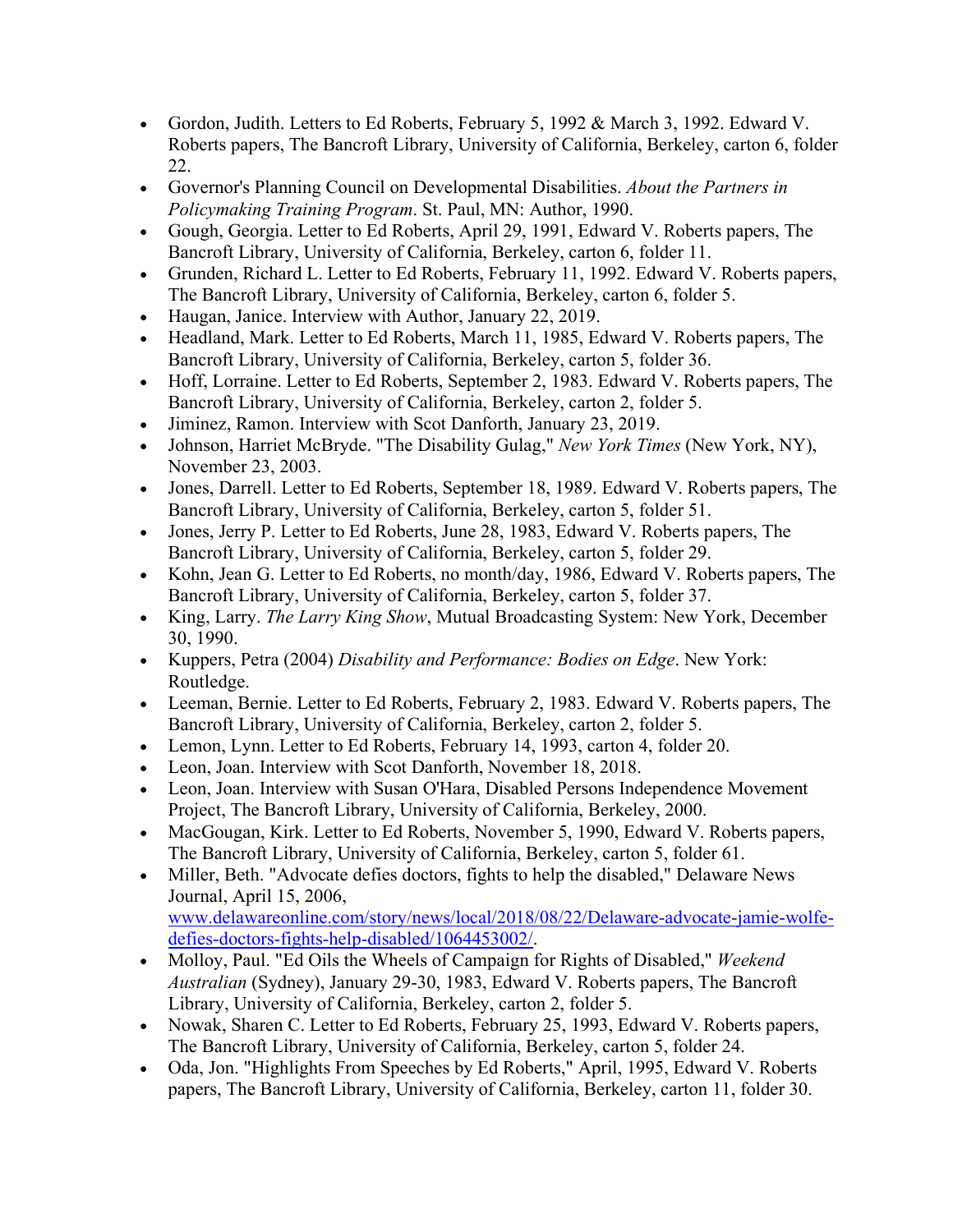- Gordon, Judith. Letters to Ed Roberts, February 5, 1992 & March 3, 1992. Edward V. Roberts papers, The Bancroft Library, University of California, Berkeley, carton 6, folder 22.
- Governor's Planning Council on Developmental Disabilities. *About the Partners in Policymaking Training Program*. St. Paul, MN: Author, 1990.
- Gough, Georgia. Letter to Ed Roberts, April 29, 1991, Edward V. Roberts papers, The Bancroft Library, University of California, Berkeley, carton 6, folder 11.
- Grunden, Richard L. Letter to Ed Roberts, February 11, 1992. Edward V. Roberts papers, The Bancroft Library, University of California, Berkeley, carton 6, folder 5.
- Haugan, Janice. Interview with Author, January 22, 2019.
- Headland, Mark. Letter to Ed Roberts, March 11, 1985, Edward V. Roberts papers, The Bancroft Library, University of California, Berkeley, carton 5, folder 36.
- Hoff, Lorraine. Letter to Ed Roberts, September 2, 1983. Edward V. Roberts papers, The Bancroft Library, University of California, Berkeley, carton 2, folder 5.
- Jiminez, Ramon. Interview with Scot Danforth, January 23, 2019.
- Johnson, Harriet McBryde. "The Disability Gulag," *New York Times* (New York, NY), November 23, 2003.
- Jones, Darrell. Letter to Ed Roberts, September 18, 1989. Edward V. Roberts papers, The Bancroft Library, University of California, Berkeley, carton 5, folder 51.
- Jones, Jerry P. Letter to Ed Roberts, June 28, 1983, Edward V. Roberts papers, The Bancroft Library, University of California, Berkeley, carton 5, folder 29.
- Kohn, Jean G. Letter to Ed Roberts, no month/day, 1986, Edward V. Roberts papers, The Bancroft Library, University of California, Berkeley, carton 5, folder 37.
- King, Larry. *The Larry King Show*, Mutual Broadcasting System: New York, December 30, 1990.
- Kuppers, Petra (2004) *Disability and Performance: Bodies on Edge*. New York: Routledge.
- Leeman, Bernie. Letter to Ed Roberts, February 2, 1983. Edward V. Roberts papers, The Bancroft Library, University of California, Berkeley, carton 2, folder 5.
- Lemon, Lynn. Letter to Ed Roberts, February 14, 1993, carton 4, folder 20.
- Leon, Joan. Interview with Scot Danforth, November 18, 2018.
- Leon, Joan. Interview with Susan O'Hara, Disabled Persons Independence Movement Project, The Bancroft Library, University of California, Berkeley, 2000.
- MacGougan, Kirk. Letter to Ed Roberts, November 5, 1990, Edward V. Roberts papers, The Bancroft Library, University of California, Berkeley, carton 5, folder 61.
- Miller, Beth. "Advocate defies doctors, fights to help the disabled," Delaware News Journal, April 15, 2006, www.delawareonline.com/story/news/local/2018/08/22/Delaware-advocate-jamie-wolfe-defies-doctors-fights-help-disabled/1064453002/.
- Molloy, Paul. "Ed Oils the Wheels of Campaign for Rights of Disabled," *Weekend Australian* (Sydney), January 29-30, 1983, Edward V. Roberts papers, The Bancroft Library, University of California, Berkeley, carton 2, folder 5.
- Nowak, Sharen C. Letter to Ed Roberts, February 25, 1993, Edward V. Roberts papers, The Bancroft Library, University of California, Berkeley, carton 5, folder 24.
- Oda, Jon. "Highlights From Speeches by Ed Roberts," April, 1995, Edward V. Roberts papers, The Bancroft Library, University of California, Berkeley, carton 11, folder 30.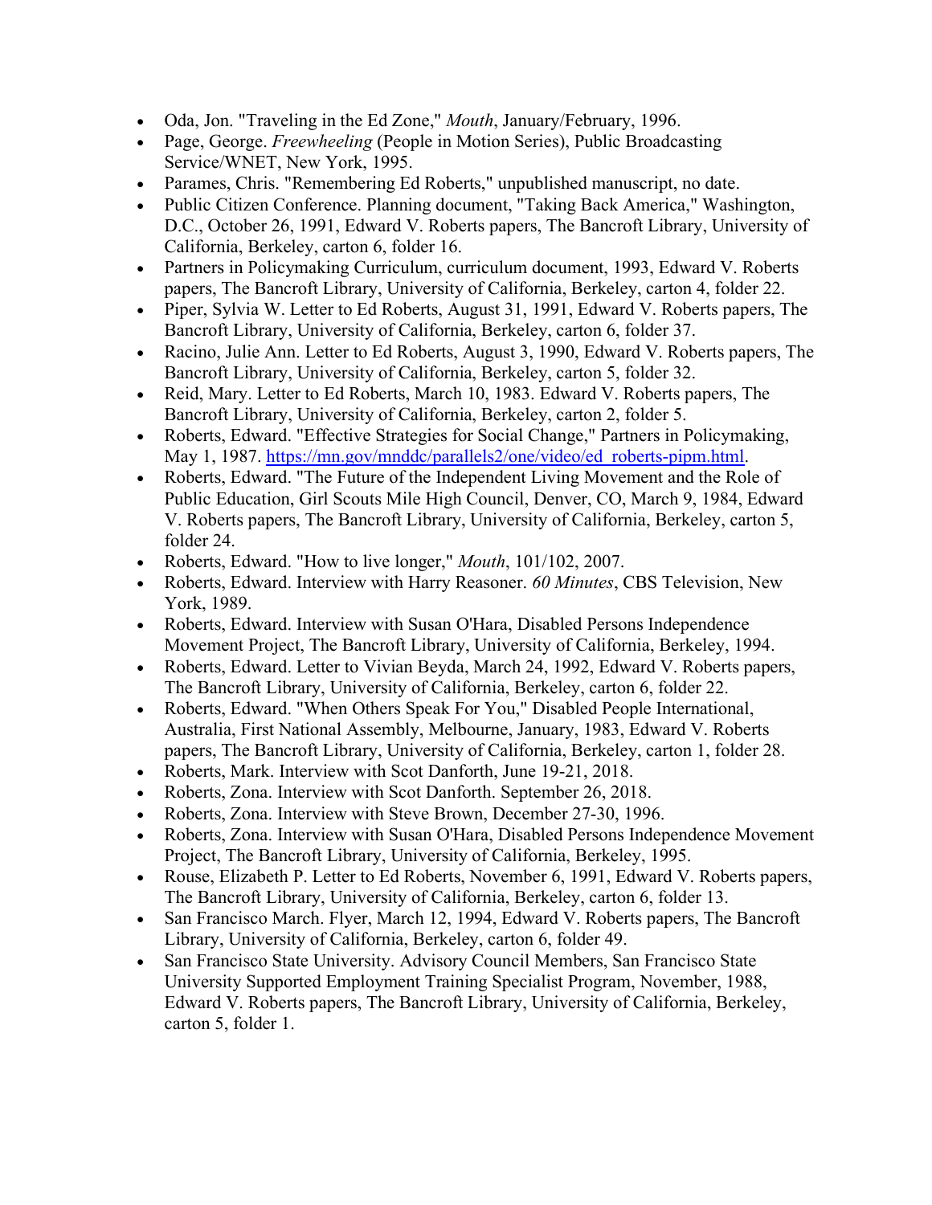- Oda, Jon. "Traveling in the Ed Zone," *Mouth*, January/February, 1996.
- Page, George. *Freewheeling* (People in Motion Series), Public Broadcasting Service/WNET, New York, 1995.
- Parames, Chris. "Remembering Ed Roberts," unpublished manuscript, no date.
- Public Citizen Conference. Planning document, "Taking Back America," Washington, D.C., October 26, 1991, Edward V. Roberts papers, The Bancroft Library, University of California, Berkeley, carton 6, folder 16.
- Partners in Policymaking Curriculum, curriculum document, 1993, Edward V. Roberts papers, The Bancroft Library, University of California, Berkeley, carton 4, folder 22.
- Piper, Sylvia W. Letter to Ed Roberts, August 31, 1991, Edward V. Roberts papers, The Bancroft Library, University of California, Berkeley, carton 6, folder 37.
- Racino, Julie Ann. Letter to Ed Roberts, August 3, 1990, Edward V. Roberts papers, The Bancroft Library, University of California, Berkeley, carton 5, folder 32.
- Reid, Mary. Letter to Ed Roberts, March 10, 1983. Edward V. Roberts papers, The Bancroft Library, University of California, Berkeley, carton 2, folder 5.
- Roberts, Edward. "Effective Strategies for Social Change," Partners in Policymaking, May 1, 1987. https://mn.gov/mnddc/parallels2/one/video/ed_roberts-pipm.html.
- Roberts, Edward. "The Future of the Independent Living Movement and the Role of Public Education, Girl Scouts Mile High Council, Denver, CO, March 9, 1984, Edward V. Roberts papers, The Bancroft Library, University of California, Berkeley, carton 5, folder 24.
- Roberts, Edward. "How to live longer," *Mouth*, 101/102, 2007.
- Roberts, Edward. Interview with Harry Reasoner. *60 Minutes*, CBS Television, New York, 1989.
- Roberts, Edward. Interview with Susan O'Hara, Disabled Persons Independence Movement Project, The Bancroft Library, University of California, Berkeley, 1994.
- Roberts, Edward. Letter to Vivian Beyda, March 24, 1992, Edward V. Roberts papers, The Bancroft Library, University of California, Berkeley, carton 6, folder 22.
- Roberts, Edward. "When Others Speak For You," Disabled People International, Australia, First National Assembly, Melbourne, January, 1983, Edward V. Roberts papers, The Bancroft Library, University of California, Berkeley, carton 1, folder 28.
- Roberts, Mark. Interview with Scot Danforth, June 19-21, 2018.
- Roberts, Zona. Interview with Scot Danforth. September 26, 2018.
- Roberts, Zona. Interview with Steve Brown, December 27-30, 1996.
- Roberts, Zona. Interview with Susan O'Hara, Disabled Persons Independence Movement Project, The Bancroft Library, University of California, Berkeley, 1995.
- Rouse, Elizabeth P. Letter to Ed Roberts, November 6, 1991, Edward V. Roberts papers, The Bancroft Library, University of California, Berkeley, carton 6, folder 13.
- San Francisco March. Flyer, March 12, 1994, Edward V. Roberts papers, The Bancroft Library, University of California, Berkeley, carton 6, folder 49.
- San Francisco State University. Advisory Council Members, San Francisco State University Supported Employment Training Specialist Program, November, 1988, Edward V. Roberts papers, The Bancroft Library, University of California, Berkeley, carton 5, folder 1.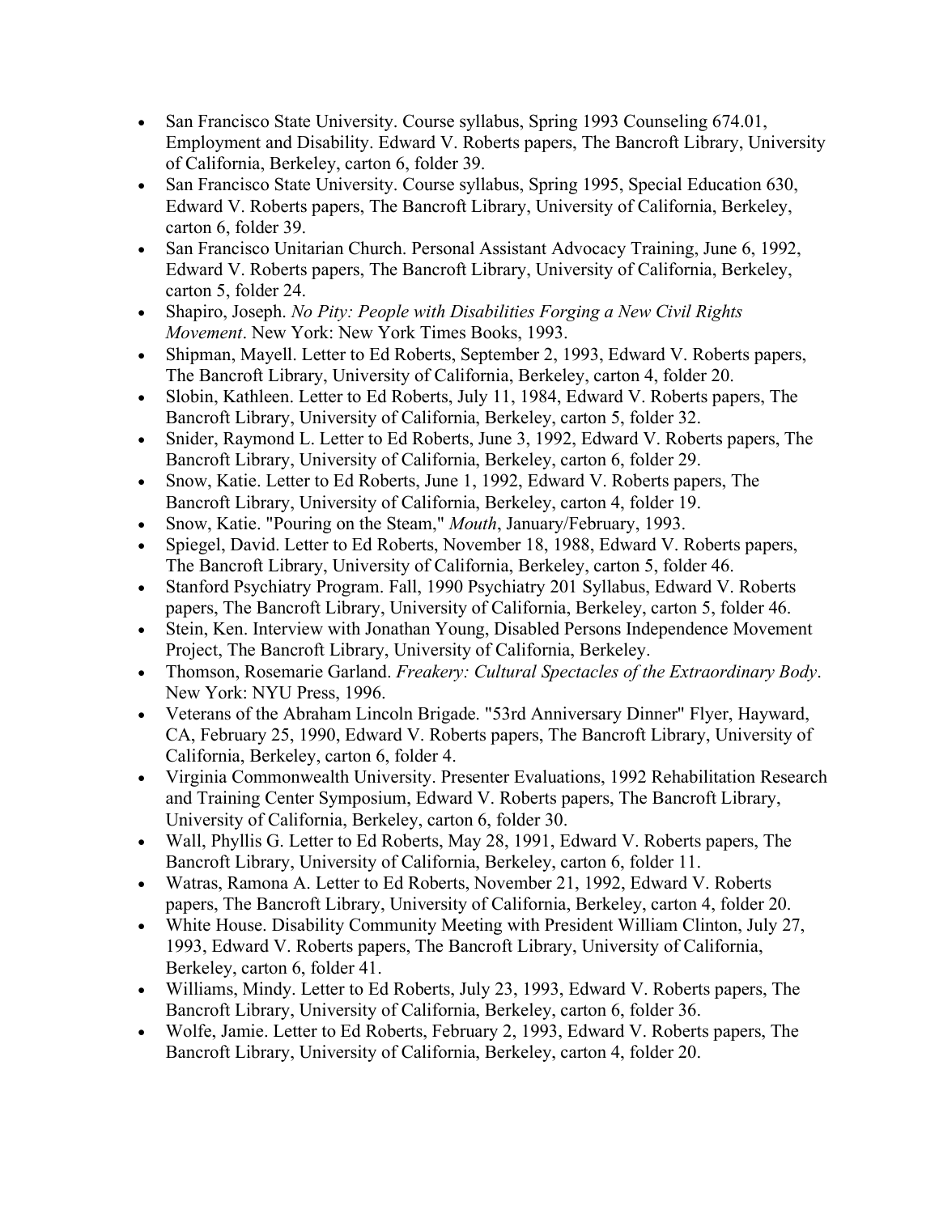- San Francisco State University. Course syllabus, Spring 1993 Counseling 674.01, Employment and Disability. Edward V. Roberts papers, The Bancroft Library, University of California, Berkeley, carton 6, folder 39.
- San Francisco State University. Course syllabus, Spring 1995, Special Education 630, Edward V. Roberts papers, The Bancroft Library, University of California, Berkeley, carton 6, folder 39.
- San Francisco Unitarian Church. Personal Assistant Advocacy Training, June 6, 1992, Edward V. Roberts papers, The Bancroft Library, University of California, Berkeley, carton 5, folder 24.
- Shapiro, Joseph. *No Pity: People with Disabilities Forging a New Civil Rights Movement*. New York: New York Times Books, 1993.
- Shipman, Mayell. Letter to Ed Roberts, September 2, 1993, Edward V. Roberts papers, The Bancroft Library, University of California, Berkeley, carton 4, folder 20.
- Slobin, Kathleen. Letter to Ed Roberts, July 11, 1984, Edward V. Roberts papers, The Bancroft Library, University of California, Berkeley, carton 5, folder 32.
- Snider, Raymond L. Letter to Ed Roberts, June 3, 1992, Edward V. Roberts papers, The Bancroft Library, University of California, Berkeley, carton 6, folder 29.
- Snow, Katie. Letter to Ed Roberts, June 1, 1992, Edward V. Roberts papers, The Bancroft Library, University of California, Berkeley, carton 4, folder 19.
- Snow, Katie. "Pouring on the Steam," *Mouth*, January/February, 1993.
- Spiegel, David. Letter to Ed Roberts, November 18, 1988, Edward V. Roberts papers, The Bancroft Library, University of California, Berkeley, carton 5, folder 46.
- Stanford Psychiatry Program. Fall, 1990 Psychiatry 201 Syllabus, Edward V. Roberts papers, The Bancroft Library, University of California, Berkeley, carton 5, folder 46.
- Stein, Ken. Interview with Jonathan Young, Disabled Persons Independence Movement Project, The Bancroft Library, University of California, Berkeley.
- Thomson, Rosemarie Garland. *Freakery: Cultural Spectacles of the Extraordinary Body*. New York: NYU Press, 1996.
- Veterans of the Abraham Lincoln Brigade. "53rd Anniversary Dinner" Flyer, Hayward, CA, February 25, 1990, Edward V. Roberts papers, The Bancroft Library, University of California, Berkeley, carton 6, folder 4.
- Virginia Commonwealth University. Presenter Evaluations, 1992 Rehabilitation Research and Training Center Symposium, Edward V. Roberts papers, The Bancroft Library, University of California, Berkeley, carton 6, folder 30.
- Wall, Phyllis G. Letter to Ed Roberts, May 28, 1991, Edward V. Roberts papers, The Bancroft Library, University of California, Berkeley, carton 6, folder 11.
- Watras, Ramona A. Letter to Ed Roberts, November 21, 1992, Edward V. Roberts papers, The Bancroft Library, University of California, Berkeley, carton 4, folder 20.
- White House. Disability Community Meeting with President William Clinton, July 27, 1993, Edward V. Roberts papers, The Bancroft Library, University of California, Berkeley, carton 6, folder 41.
- Williams, Mindy. Letter to Ed Roberts, July 23, 1993, Edward V. Roberts papers, The Bancroft Library, University of California, Berkeley, carton 6, folder 36.
- Wolfe, Jamie. Letter to Ed Roberts, February 2, 1993, Edward V. Roberts papers, The Bancroft Library, University of California, Berkeley, carton 4, folder 20.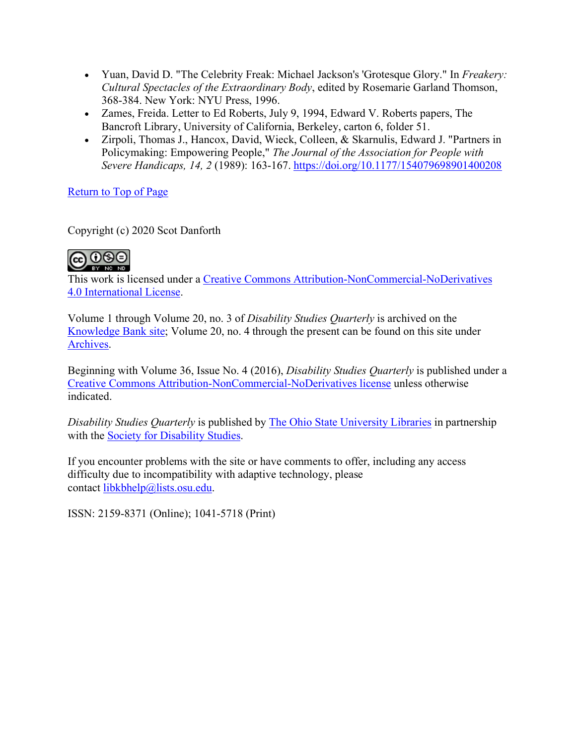- Yuan, David D. "The Celebrity Freak: Michael Jackson's 'Grotesque Glory." In *Freakery: Cultural Spectacles of the Extraordinary Body*, edited by Rosemarie Garland Thomson, 368-384. New York: NYU Press, 1996.
- Zames, Freida. Letter to Ed Roberts, July 9, 1994, Edward V. Roberts papers, The Bancroft Library, University of California, Berkeley, carton 6, folder 51.
- Zirpoli, Thomas J., Hancox, David, Wieck, Colleen, & Skarnulis, Edward J. "Partners in Policymaking: Empowering People," *The Journal of the Association for People with Severe Handicaps, 14, 2* (1989): 163-167. https://doi.org/10.1177/154079698901400208

Return to Top of Page

Copyright (c) 2020 Scot Danforth

This work is licensed under a Creative Commons Attribution-NonCommercial-NoDerivatives 4.0 International License.

Volume 1 through Volume 20, no. 3 of *Disability Studies Quarterly* is archived on the Knowledge Bank site; Volume 20, no. 4 through the present can be found on this site under Archives.

Beginning with Volume 36, Issue No. 4 (2016), *Disability Studies Quarterly* is published under a Creative Commons Attribution-NonCommercial-NoDerivatives license unless otherwise indicated.

*Disability Studies Quarterly* is published by The Ohio State University Libraries in partnership with the Society for Disability Studies.

If you encounter problems with the site or have comments to offer, including any access difficulty due to incompatibility with adaptive technology, please contact libkbhelp@lists.osu.edu.

ISSN: 2159-8371 (Online); 1041-5718 (Print)